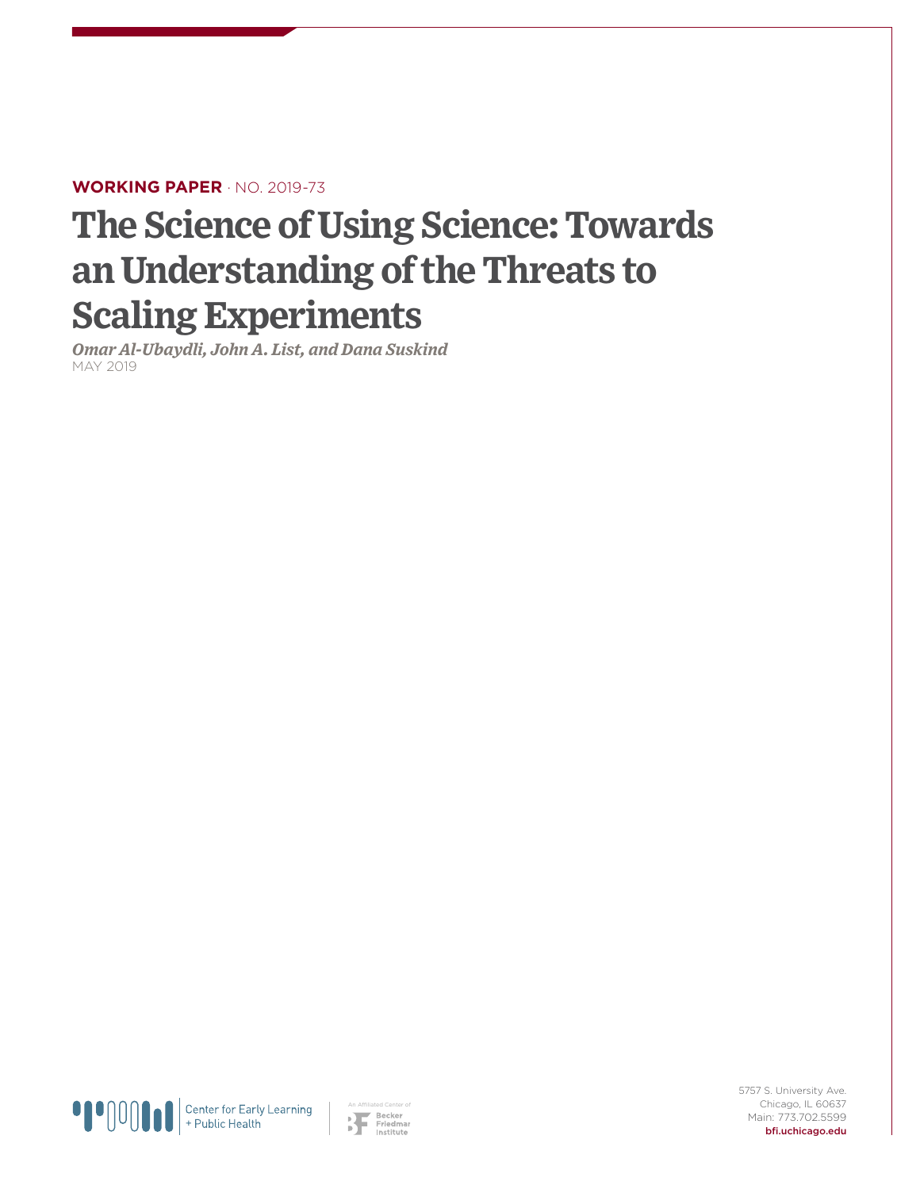**WORKING PAPER** · NO. 2019-73

# The Science of Using Science: Towards an Understanding of the Threats to Scaling Experiments

***Omar Al-Ubaydli, John A. List, and Dana Suskind***

MAY 2019

Center for Early Learning + Public Health

An Affiliated Center of Becker Friedman Institute

5757 S. University Ave.
Chicago, IL 60637
Main: 773.702.5599
**bfi.uchicago.edu**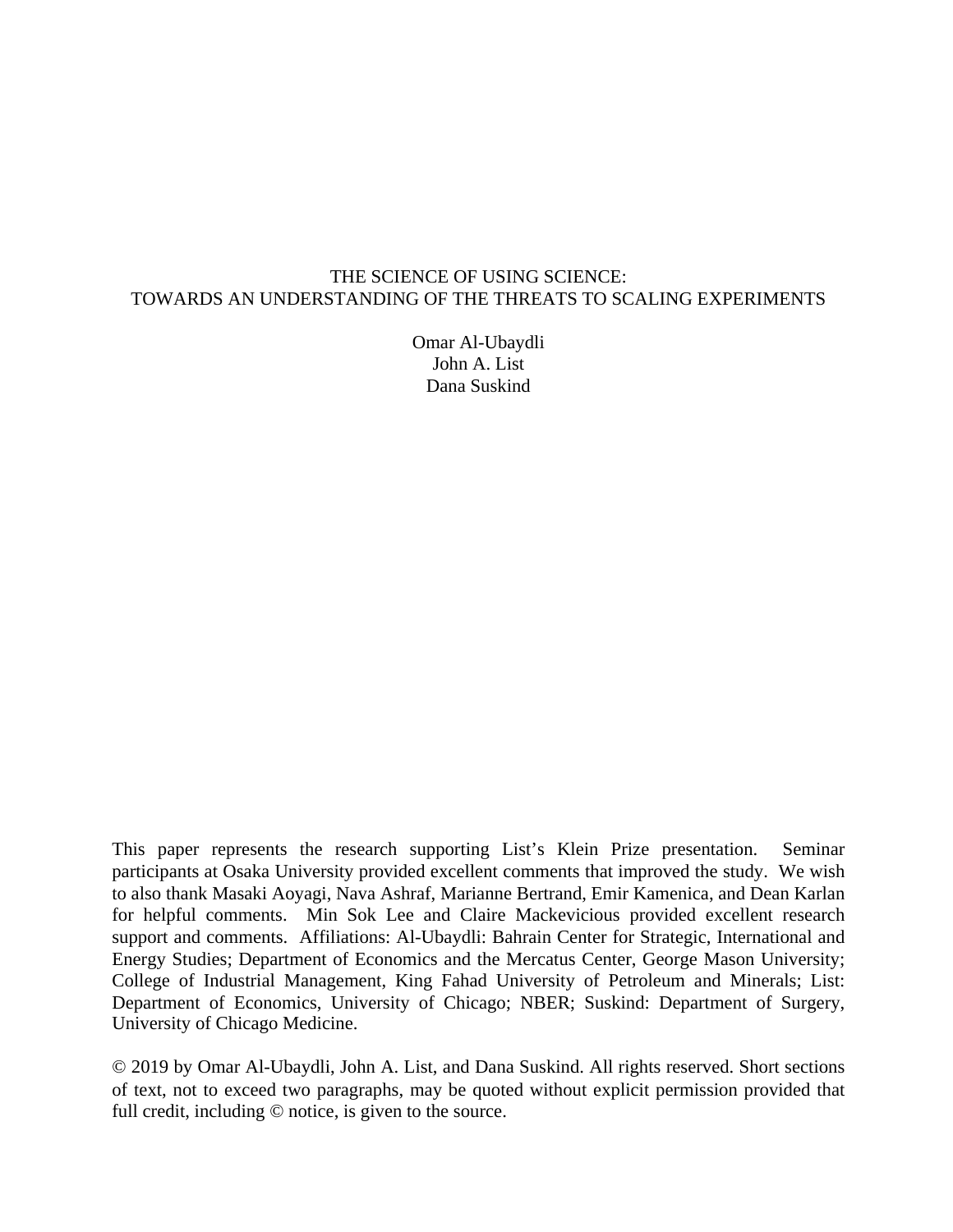# THE SCIENCE OF USING SCIENCE:
# TOWARDS AN UNDERSTANDING OF THE THREATS TO SCALING EXPERIMENTS

Omar Al-Ubaydli
John A. List
Dana Suskind

This paper represents the research supporting List's Klein Prize presentation. Seminar participants at Osaka University provided excellent comments that improved the study. We wish to also thank Masaki Aoyagi, Nava Ashraf, Marianne Bertrand, Emir Kamenica, and Dean Karlan for helpful comments. Min Sok Lee and Claire Mackevicious provided excellent research support and comments. Affiliations: Al-Ubaydli: Bahrain Center for Strategic, International and Energy Studies; Department of Economics and the Mercatus Center, George Mason University; College of Industrial Management, King Fahad University of Petroleum and Minerals; List: Department of Economics, University of Chicago; NBER; Suskind: Department of Surgery, University of Chicago Medicine.

© 2019 by Omar Al-Ubaydli, John A. List, and Dana Suskind. All rights reserved. Short sections of text, not to exceed two paragraphs, may be quoted without explicit permission provided that full credit, including © notice, is given to the source.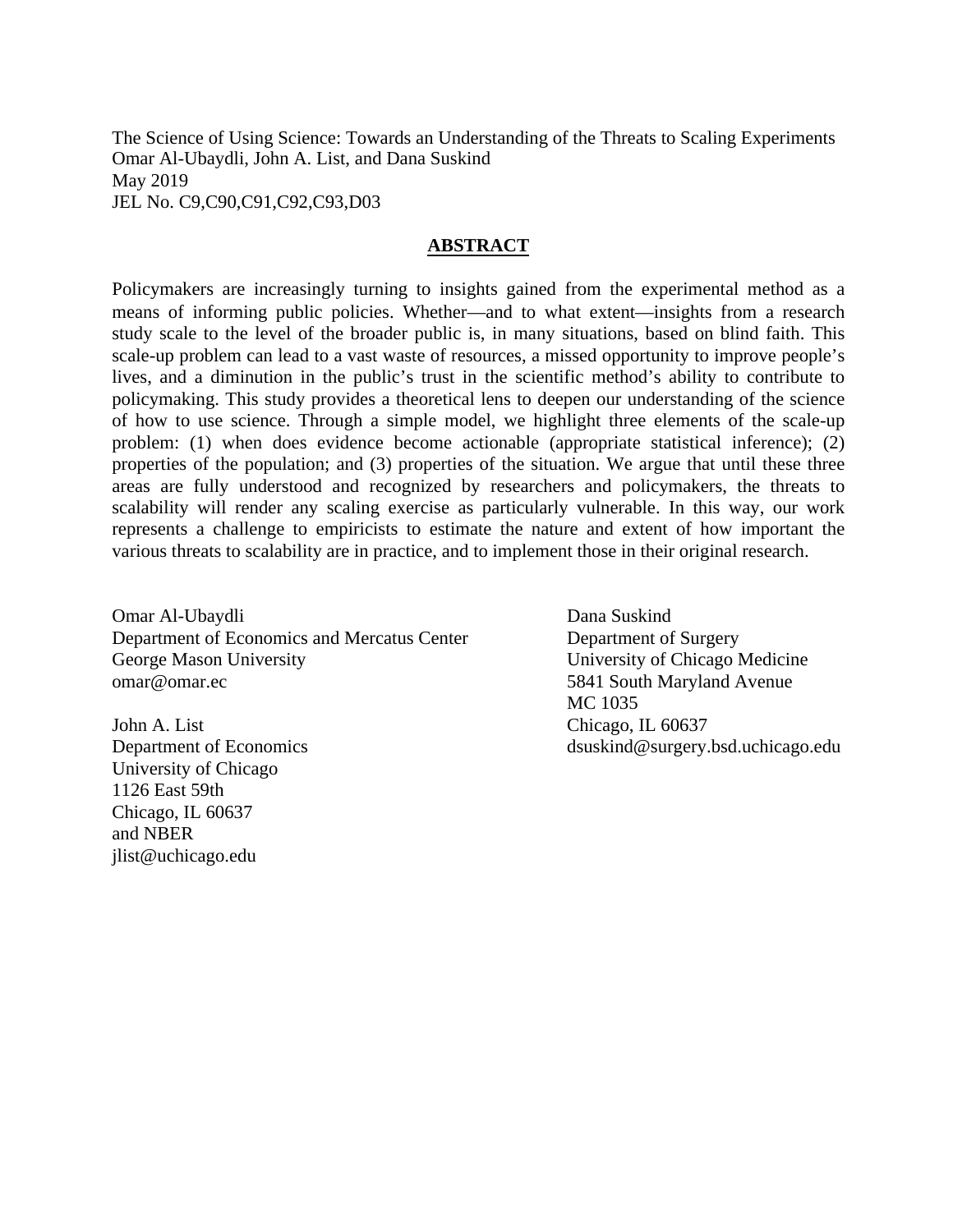The Science of Using Science: Towards an Understanding of the Threats to Scaling Experiments
Omar Al-Ubaydli, John A. List, and Dana Suskind
May 2019
JEL No. C9,C90,C91,C92,C93,D03

## ABSTRACT

Policymakers are increasingly turning to insights gained from the experimental method as a means of informing public policies. Whether—and to what extent—insights from a research study scale to the level of the broader public is, in many situations, based on blind faith. This scale-up problem can lead to a vast waste of resources, a missed opportunity to improve people's lives, and a diminution in the public's trust in the scientific method's ability to contribute to policymaking. This study provides a theoretical lens to deepen our understanding of the science of how to use science. Through a simple model, we highlight three elements of the scale-up problem: (1) when does evidence become actionable (appropriate statistical inference); (2) properties of the population; and (3) properties of the situation. We argue that until these three areas are fully understood and recognized by researchers and policymakers, the threats to scalability will render any scaling exercise as particularly vulnerable. In this way, our work represents a challenge to empiricists to estimate the nature and extent of how important the various threats to scalability are in practice, and to implement those in their original research.

Omar Al-Ubaydli
Department of Economics and Mercatus Center
George Mason University
omar@omar.ec

John A. List
Department of Economics
University of Chicago
1126 East 59th
Chicago, IL 60637
and NBER
jlist@uchicago.edu

Dana Suskind
Department of Surgery
University of Chicago Medicine
5841 South Maryland Avenue
MC 1035
Chicago, IL 60637
dsuskind@surgery.bsd.uchicago.edu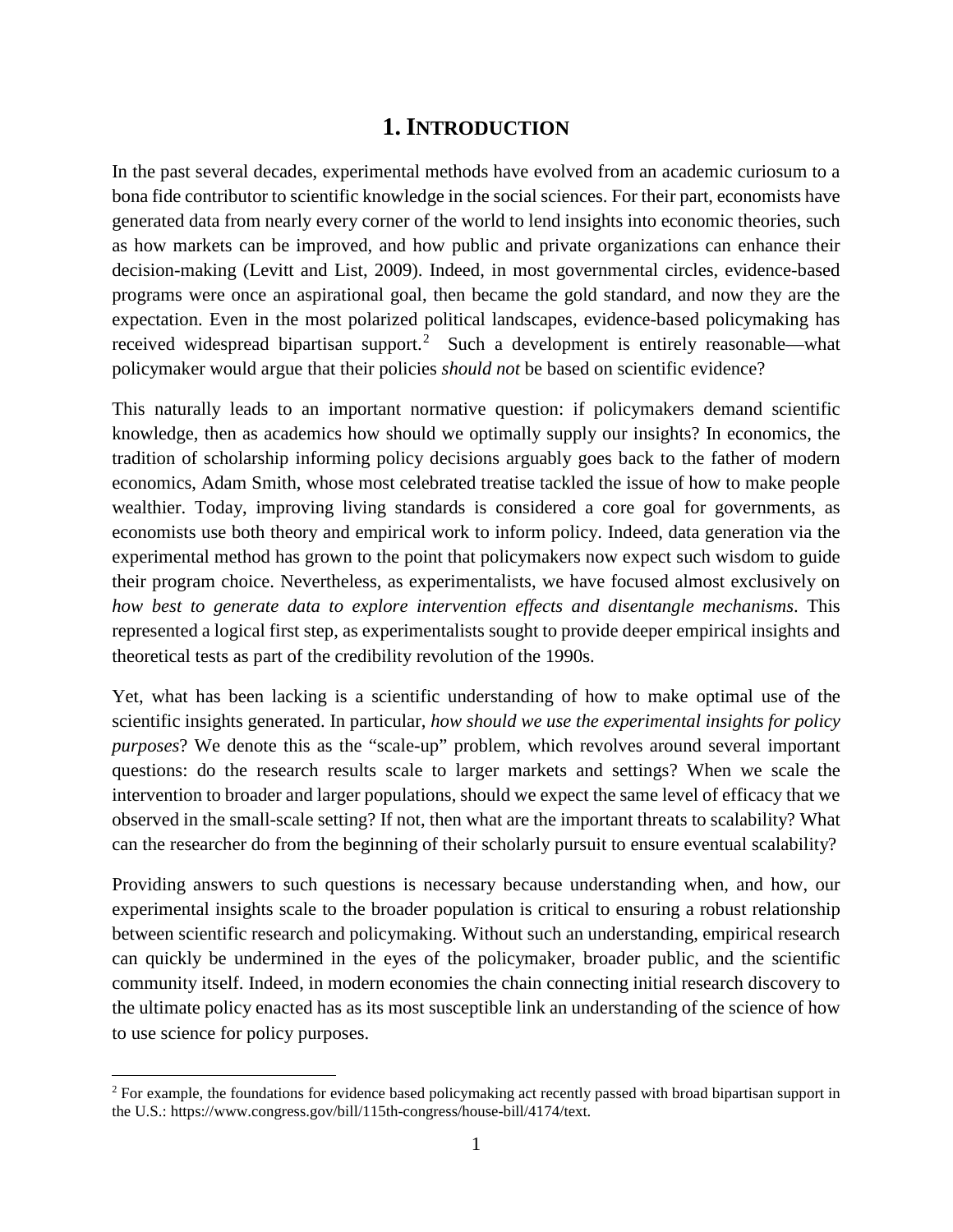# 1. INTRODUCTION

In the past several decades, experimental methods have evolved from an academic curiosum to a bona fide contributor to scientific knowledge in the social sciences. For their part, economists have generated data from nearly every corner of the world to lend insights into economic theories, such as how markets can be improved, and how public and private organizations can enhance their decision-making (Levitt and List, 2009). Indeed, in most governmental circles, evidence-based programs were once an aspirational goal, then became the gold standard, and now they are the expectation. Even in the most polarized political landscapes, evidence-based policymaking has received widespread bipartisan support.[2] Such a development is entirely reasonable—what policymaker would argue that their policies *should not* be based on scientific evidence?

This naturally leads to an important normative question: if policymakers demand scientific knowledge, then as academics how should we optimally supply our insights? In economics, the tradition of scholarship informing policy decisions arguably goes back to the father of modern economics, Adam Smith, whose most celebrated treatise tackled the issue of how to make people wealthier. Today, improving living standards is considered a core goal for governments, as economists use both theory and empirical work to inform policy. Indeed, data generation via the experimental method has grown to the point that policymakers now expect such wisdom to guide their program choice. Nevertheless, as experimentalists, we have focused almost exclusively on *how best to generate data to explore intervention effects and disentangle mechanisms*. This represented a logical first step, as experimentalists sought to provide deeper empirical insights and theoretical tests as part of the credibility revolution of the 1990s.

Yet, what has been lacking is a scientific understanding of how to make optimal use of the scientific insights generated. In particular, *how should we use the experimental insights for policy purposes*? We denote this as the "scale-up" problem, which revolves around several important questions: do the research results scale to larger markets and settings? When we scale the intervention to broader and larger populations, should we expect the same level of efficacy that we observed in the small-scale setting? If not, then what are the important threats to scalability? What can the researcher do from the beginning of their scholarly pursuit to ensure eventual scalability?

Providing answers to such questions is necessary because understanding when, and how, our experimental insights scale to the broader population is critical to ensuring a robust relationship between scientific research and policymaking. Without such an understanding, empirical research can quickly be undermined in the eyes of the policymaker, broader public, and the scientific community itself. Indeed, in modern economies the chain connecting initial research discovery to the ultimate policy enacted has as its most susceptible link an understanding of the science of how to use science for policy purposes.

[2] For example, the foundations for evidence based policymaking act recently passed with broad bipartisan support in the U.S.: https://www.congress.gov/bill/115th-congress/house-bill/4174/text.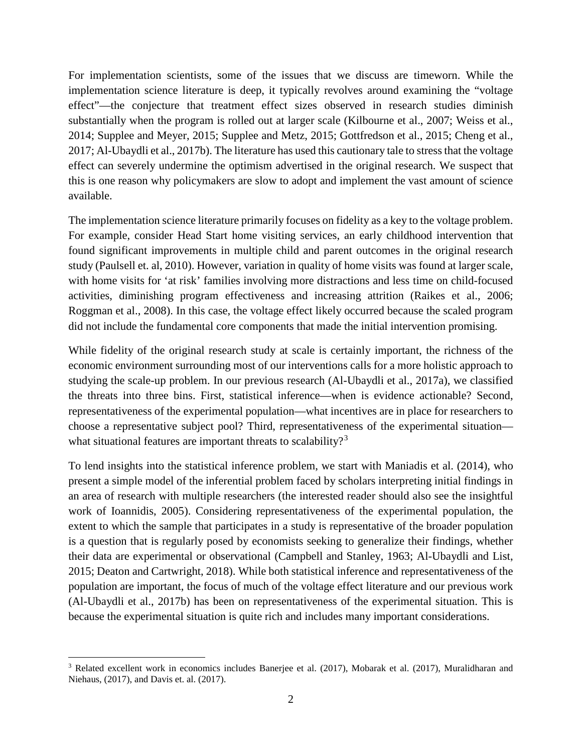For implementation scientists, some of the issues that we discuss are timeworn. While the implementation science literature is deep, it typically revolves around examining the "voltage effect"—the conjecture that treatment effect sizes observed in research studies diminish substantially when the program is rolled out at larger scale (Kilbourne et al., 2007; Weiss et al., 2014; Supplee and Meyer, 2015; Supplee and Metz, 2015; Gottfredson et al., 2015; Cheng et al., 2017; Al-Ubaydli et al., 2017b). The literature has used this cautionary tale to stress that the voltage effect can severely undermine the optimism advertised in the original research. We suspect that this is one reason why policymakers are slow to adopt and implement the vast amount of science available.

The implementation science literature primarily focuses on fidelity as a key to the voltage problem. For example, consider Head Start home visiting services, an early childhood intervention that found significant improvements in multiple child and parent outcomes in the original research study (Paulsell et. al, 2010). However, variation in quality of home visits was found at larger scale, with home visits for 'at risk' families involving more distractions and less time on child-focused activities, diminishing program effectiveness and increasing attrition (Raikes et al., 2006; Roggman et al., 2008). In this case, the voltage effect likely occurred because the scaled program did not include the fundamental core components that made the initial intervention promising.

While fidelity of the original research study at scale is certainly important, the richness of the economic environment surrounding most of our interventions calls for a more holistic approach to studying the scale-up problem. In our previous research (Al-Ubaydli et al., 2017a), we classified the threats into three bins. First, statistical inference—when is evidence actionable? Second, representativeness of the experimental population—what incentives are in place for researchers to choose a representative subject pool? Third, representativeness of the experimental situation—what situational features are important threats to scalability?[3]

To lend insights into the statistical inference problem, we start with Maniadis et al. (2014), who present a simple model of the inferential problem faced by scholars interpreting initial findings in an area of research with multiple researchers (the interested reader should also see the insightful work of Ioannidis, 2005). Considering representativeness of the experimental population, the extent to which the sample that participates in a study is representative of the broader population is a question that is regularly posed by economists seeking to generalize their findings, whether their data are experimental or observational (Campbell and Stanley, 1963; Al-Ubaydli and List, 2015; Deaton and Cartwright, 2018). While both statistical inference and representativeness of the population are important, the focus of much of the voltage effect literature and our previous work (Al-Ubaydli et al., 2017b) has been on representativeness of the experimental situation. This is because the experimental situation is quite rich and includes many important considerations.

[3] Related excellent work in economics includes Banerjee et al. (2017), Mobarak et al. (2017), Muralidharan and Niehaus, (2017), and Davis et. al. (2017).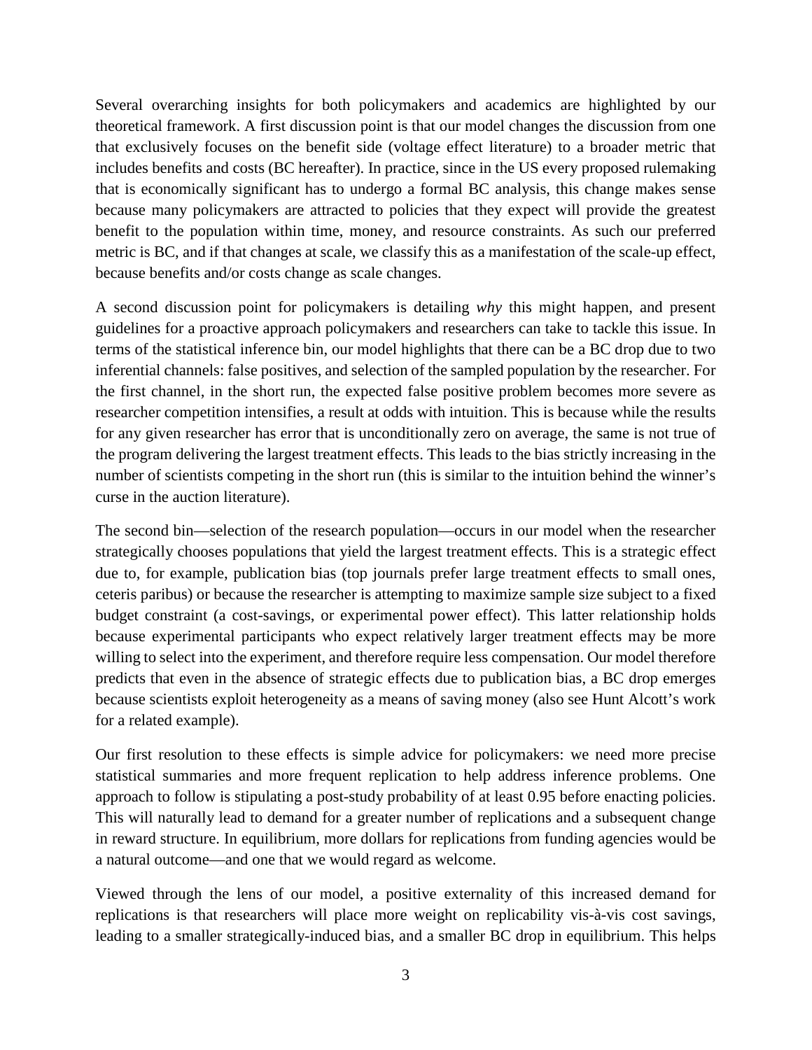Several overarching insights for both policymakers and academics are highlighted by our theoretical framework. A first discussion point is that our model changes the discussion from one that exclusively focuses on the benefit side (voltage effect literature) to a broader metric that includes benefits and costs (BC hereafter). In practice, since in the US every proposed rulemaking that is economically significant has to undergo a formal BC analysis, this change makes sense because many policymakers are attracted to policies that they expect will provide the greatest benefit to the population within time, money, and resource constraints. As such our preferred metric is BC, and if that changes at scale, we classify this as a manifestation of the scale-up effect, because benefits and/or costs change as scale changes.

A second discussion point for policymakers is detailing *why* this might happen, and present guidelines for a proactive approach policymakers and researchers can take to tackle this issue. In terms of the statistical inference bin, our model highlights that there can be a BC drop due to two inferential channels: false positives, and selection of the sampled population by the researcher. For the first channel, in the short run, the expected false positive problem becomes more severe as researcher competition intensifies, a result at odds with intuition. This is because while the results for any given researcher has error that is unconditionally zero on average, the same is not true of the program delivering the largest treatment effects. This leads to the bias strictly increasing in the number of scientists competing in the short run (this is similar to the intuition behind the winner's curse in the auction literature).

The second bin—selection of the research population—occurs in our model when the researcher strategically chooses populations that yield the largest treatment effects. This is a strategic effect due to, for example, publication bias (top journals prefer large treatment effects to small ones, ceteris paribus) or because the researcher is attempting to maximize sample size subject to a fixed budget constraint (a cost-savings, or experimental power effect). This latter relationship holds because experimental participants who expect relatively larger treatment effects may be more willing to select into the experiment, and therefore require less compensation. Our model therefore predicts that even in the absence of strategic effects due to publication bias, a BC drop emerges because scientists exploit heterogeneity as a means of saving money (also see Hunt Alcott's work for a related example).

Our first resolution to these effects is simple advice for policymakers: we need more precise statistical summaries and more frequent replication to help address inference problems. One approach to follow is stipulating a post-study probability of at least 0.95 before enacting policies. This will naturally lead to demand for a greater number of replications and a subsequent change in reward structure. In equilibrium, more dollars for replications from funding agencies would be a natural outcome—and one that we would regard as welcome.

Viewed through the lens of our model, a positive externality of this increased demand for replications is that researchers will place more weight on replicability vis-à-vis cost savings, leading to a smaller strategically-induced bias, and a smaller BC drop in equilibrium. This helps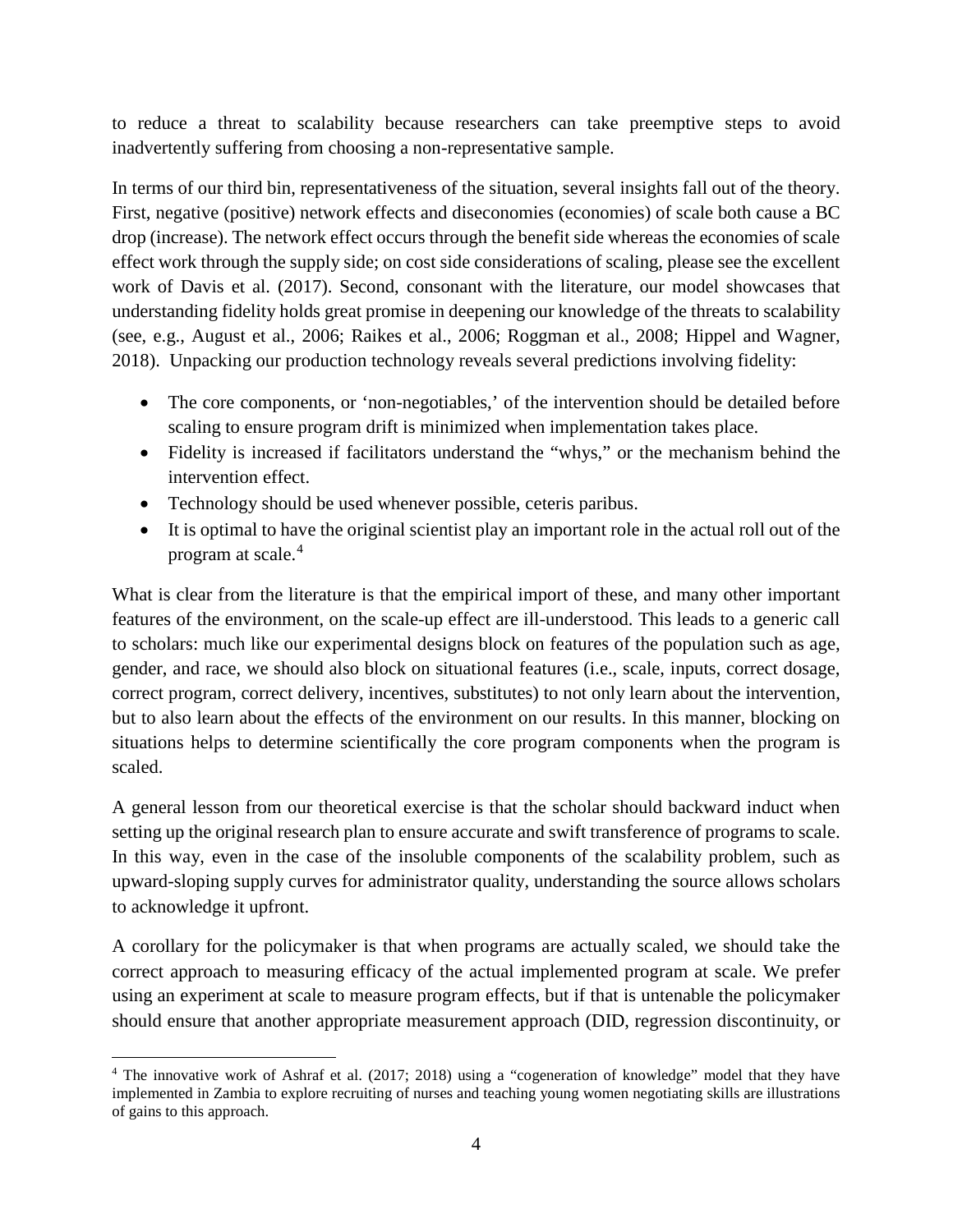to reduce a threat to scalability because researchers can take preemptive steps to avoid inadvertently suffering from choosing a non-representative sample.

In terms of our third bin, representativeness of the situation, several insights fall out of the theory. First, negative (positive) network effects and diseconomies (economies) of scale both cause a BC drop (increase). The network effect occurs through the benefit side whereas the economies of scale effect work through the supply side; on cost side considerations of scaling, please see the excellent work of Davis et al. (2017). Second, consonant with the literature, our model showcases that understanding fidelity holds great promise in deepening our knowledge of the threats to scalability (see, e.g., August et al., 2006; Raikes et al., 2006; Roggman et al., 2008; Hippel and Wagner, 2018). Unpacking our production technology reveals several predictions involving fidelity:

- The core components, or 'non-negotiables,' of the intervention should be detailed before scaling to ensure program drift is minimized when implementation takes place.
- Fidelity is increased if facilitators understand the "whys," or the mechanism behind the intervention effect.
- Technology should be used whenever possible, ceteris paribus.
- It is optimal to have the original scientist play an important role in the actual roll out of the program at scale.[4]

What is clear from the literature is that the empirical import of these, and many other important features of the environment, on the scale-up effect are ill-understood. This leads to a generic call to scholars: much like our experimental designs block on features of the population such as age, gender, and race, we should also block on situational features (i.e., scale, inputs, correct dosage, correct program, correct delivery, incentives, substitutes) to not only learn about the intervention, but to also learn about the effects of the environment on our results. In this manner, blocking on situations helps to determine scientifically the core program components when the program is scaled.

A general lesson from our theoretical exercise is that the scholar should backward induct when setting up the original research plan to ensure accurate and swift transference of programs to scale. In this way, even in the case of the insoluble components of the scalability problem, such as upward-sloping supply curves for administrator quality, understanding the source allows scholars to acknowledge it upfront.

A corollary for the policymaker is that when programs are actually scaled, we should take the correct approach to measuring efficacy of the actual implemented program at scale. We prefer using an experiment at scale to measure program effects, but if that is untenable the policymaker should ensure that another appropriate measurement approach (DID, regression discontinuity, or

[4] The innovative work of Ashraf et al. (2017; 2018) using a "cogeneration of knowledge" model that they have implemented in Zambia to explore recruiting of nurses and teaching young women negotiating skills are illustrations of gains to this approach.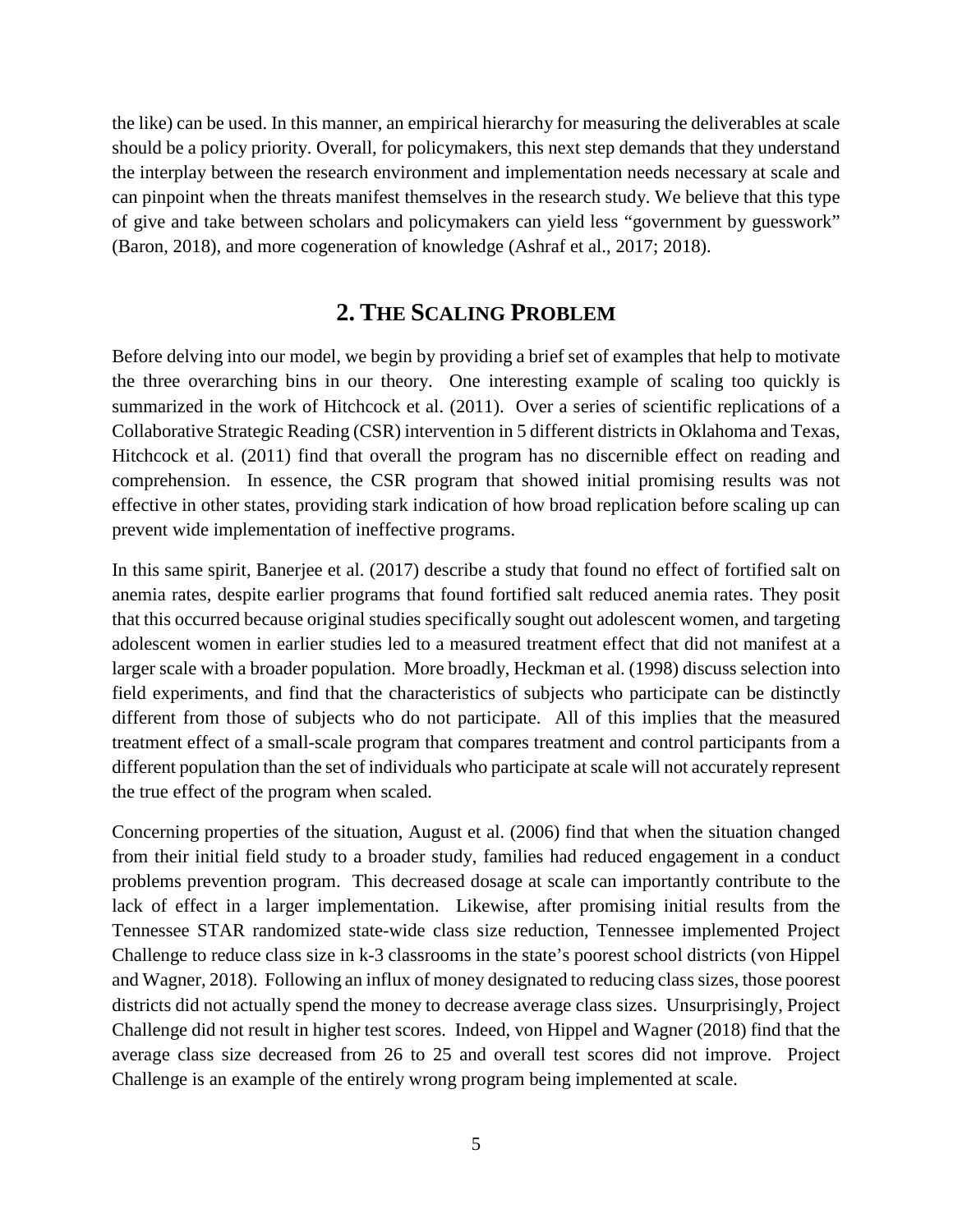the like) can be used. In this manner, an empirical hierarchy for measuring the deliverables at scale should be a policy priority. Overall, for policymakers, this next step demands that they understand the interplay between the research environment and implementation needs necessary at scale and can pinpoint when the threats manifest themselves in the research study. We believe that this type of give and take between scholars and policymakers can yield less "government by guesswork" (Baron, 2018), and more cogeneration of knowledge (Ashraf et al., 2017; 2018).

## 2. The Scaling Problem

Before delving into our model, we begin by providing a brief set of examples that help to motivate the three overarching bins in our theory. One interesting example of scaling too quickly is summarized in the work of Hitchcock et al. (2011). Over a series of scientific replications of a Collaborative Strategic Reading (CSR) intervention in 5 different districts in Oklahoma and Texas, Hitchcock et al. (2011) find that overall the program has no discernible effect on reading and comprehension. In essence, the CSR program that showed initial promising results was not effective in other states, providing stark indication of how broad replication before scaling up can prevent wide implementation of ineffective programs.

In this same spirit, Banerjee et al. (2017) describe a study that found no effect of fortified salt on anemia rates, despite earlier programs that found fortified salt reduced anemia rates. They posit that this occurred because original studies specifically sought out adolescent women, and targeting adolescent women in earlier studies led to a measured treatment effect that did not manifest at a larger scale with a broader population. More broadly, Heckman et al. (1998) discuss selection into field experiments, and find that the characteristics of subjects who participate can be distinctly different from those of subjects who do not participate. All of this implies that the measured treatment effect of a small-scale program that compares treatment and control participants from a different population than the set of individuals who participate at scale will not accurately represent the true effect of the program when scaled.

Concerning properties of the situation, August et al. (2006) find that when the situation changed from their initial field study to a broader study, families had reduced engagement in a conduct problems prevention program. This decreased dosage at scale can importantly contribute to the lack of effect in a larger implementation. Likewise, after promising initial results from the Tennessee STAR randomized state-wide class size reduction, Tennessee implemented Project Challenge to reduce class size in k-3 classrooms in the state's poorest school districts (von Hippel and Wagner, 2018). Following an influx of money designated to reducing class sizes, those poorest districts did not actually spend the money to decrease average class sizes. Unsurprisingly, Project Challenge did not result in higher test scores. Indeed, von Hippel and Wagner (2018) find that the average class size decreased from 26 to 25 and overall test scores did not improve. Project Challenge is an example of the entirely wrong program being implemented at scale.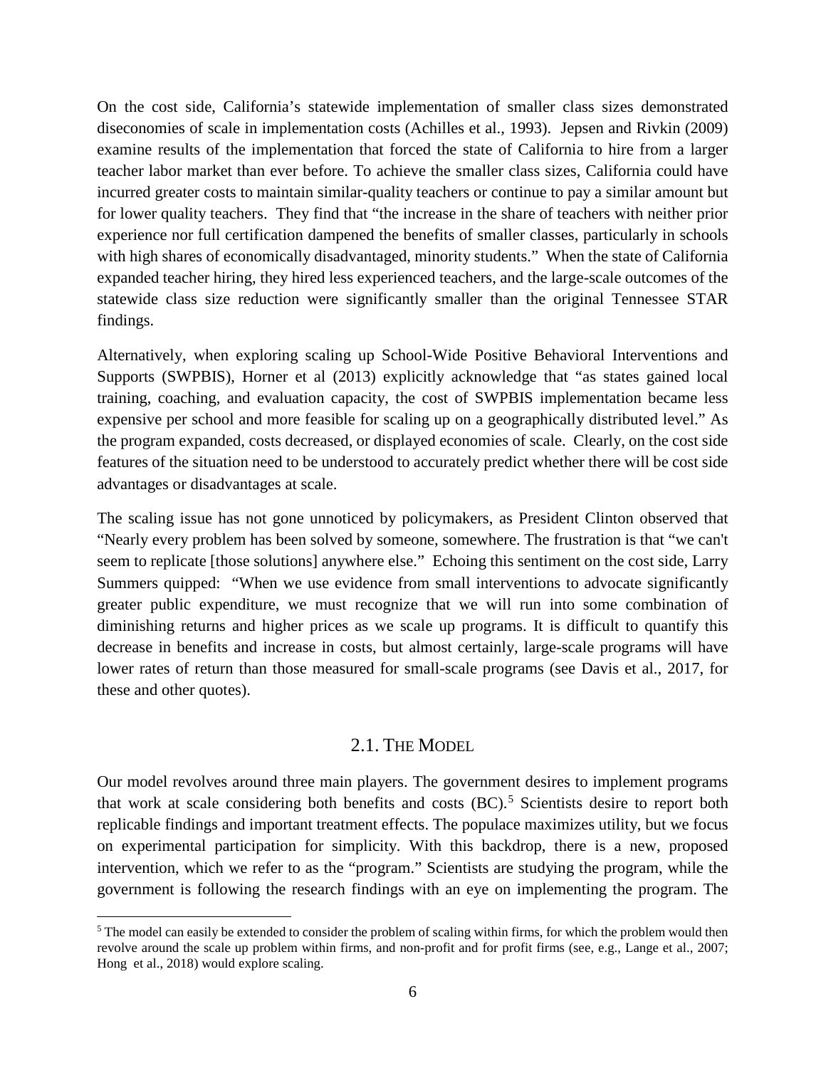On the cost side, California's statewide implementation of smaller class sizes demonstrated diseconomies of scale in implementation costs (Achilles et al., 1993). Jepsen and Rivkin (2009) examine results of the implementation that forced the state of California to hire from a larger teacher labor market than ever before. To achieve the smaller class sizes, California could have incurred greater costs to maintain similar-quality teachers or continue to pay a similar amount but for lower quality teachers. They find that "the increase in the share of teachers with neither prior experience nor full certification dampened the benefits of smaller classes, particularly in schools with high shares of economically disadvantaged, minority students." When the state of California expanded teacher hiring, they hired less experienced teachers, and the large-scale outcomes of the statewide class size reduction were significantly smaller than the original Tennessee STAR findings.

Alternatively, when exploring scaling up School-Wide Positive Behavioral Interventions and Supports (SWPBIS), Horner et al (2013) explicitly acknowledge that "as states gained local training, coaching, and evaluation capacity, the cost of SWPBIS implementation became less expensive per school and more feasible for scaling up on a geographically distributed level." As the program expanded, costs decreased, or displayed economies of scale. Clearly, on the cost side features of the situation need to be understood to accurately predict whether there will be cost side advantages or disadvantages at scale.

The scaling issue has not gone unnoticed by policymakers, as President Clinton observed that "Nearly every problem has been solved by someone, somewhere. The frustration is that "we can't seem to replicate [those solutions] anywhere else." Echoing this sentiment on the cost side, Larry Summers quipped: "When we use evidence from small interventions to advocate significantly greater public expenditure, we must recognize that we will run into some combination of diminishing returns and higher prices as we scale up programs. It is difficult to quantify this decrease in benefits and increase in costs, but almost certainly, large-scale programs will have lower rates of return than those measured for small-scale programs (see Davis et al., 2017, for these and other quotes).

## 2.1. The Model

Our model revolves around three main players. The government desires to implement programs that work at scale considering both benefits and costs (BC).[5] Scientists desire to report both replicable findings and important treatment effects. The populace maximizes utility, but we focus on experimental participation for simplicity. With this backdrop, there is a new, proposed intervention, which we refer to as the "program." Scientists are studying the program, while the government is following the research findings with an eye on implementing the program. The

[5] The model can easily be extended to consider the problem of scaling within firms, for which the problem would then revolve around the scale up problem within firms, and non-profit and for profit firms (see, e.g., Lange et al., 2007; Hong et al., 2018) would explore scaling.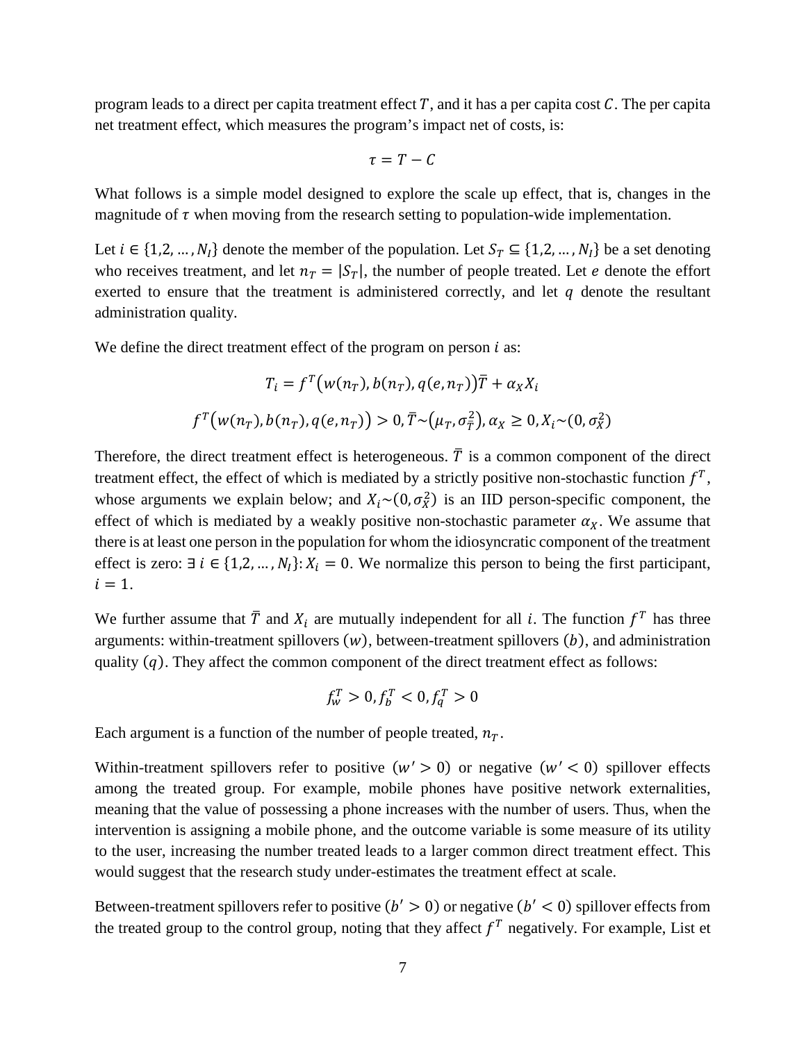program leads to a direct per capita treatment effect $T$, and it has a per capita cost $C$. The per capita net treatment effect, which measures the program's impact net of costs, is:

$$\tau = T - C$$

What follows is a simple model designed to explore the scale up effect, that is, changes in the magnitude of $\tau$ when moving from the research setting to population-wide implementation.

Let $i \in \{1,2,\ldots,N_I\}$ denote the member of the population. Let $S_T \subseteq \{1,2,\ldots,N_I\}$ be a set denoting who receives treatment, and let $n_T = |S_T|$, the number of people treated. Let $e$ denote the effort exerted to ensure that the treatment is administered correctly, and let $q$ denote the resultant administration quality.

We define the direct treatment effect of the program on person $i$ as:

$$T_i = f^T\big(w(n_T), b(n_T), q(e, n_T)\big)\bar{T} + \alpha_X X_i$$

$$f^T\big(w(n_T), b(n_T), q(e, n_T)\big) > 0, \bar{T} \sim \big(\mu_T, \sigma_{\bar{T}}^2\big), \alpha_X \geq 0, X_i \sim (0, \sigma_X^2)$$

Therefore, the direct treatment effect is heterogeneous. $\bar{T}$ is a common component of the direct treatment effect, the effect of which is mediated by a strictly positive non-stochastic function $f^T$, whose arguments we explain below; and $X_i \sim (0, \sigma_X^2)$ is an IID person-specific component, the effect of which is mediated by a weakly positive non-stochastic parameter $\alpha_X$. We assume that there is at least one person in the population for whom the idiosyncratic component of the treatment effect is zero: $\exists\, i \in \{1,2,\ldots,N_I\}: X_i = 0$. We normalize this person to being the first participant, $i = 1$.

We further assume that $\bar{T}$ and $X_i$ are mutually independent for all $i$. The function $f^T$ has three arguments: within-treatment spillovers $(w)$, between-treatment spillovers $(b)$, and administration quality $(q)$. They affect the common component of the direct treatment effect as follows:

$$f_w^T > 0, f_b^T < 0, f_q^T > 0$$

Each argument is a function of the number of people treated, $n_T$.

Within-treatment spillovers refer to positive $(w' > 0)$ or negative $(w' < 0)$ spillover effects among the treated group. For example, mobile phones have positive network externalities, meaning that the value of possessing a phone increases with the number of users. Thus, when the intervention is assigning a mobile phone, and the outcome variable is some measure of its utility to the user, increasing the number treated leads to a larger common direct treatment effect. This would suggest that the research study under-estimates the treatment effect at scale.

Between-treatment spillovers refer to positive $(b' > 0)$ or negative $(b' < 0)$ spillover effects from the treated group to the control group, noting that they affect $f^T$ negatively. For example, List et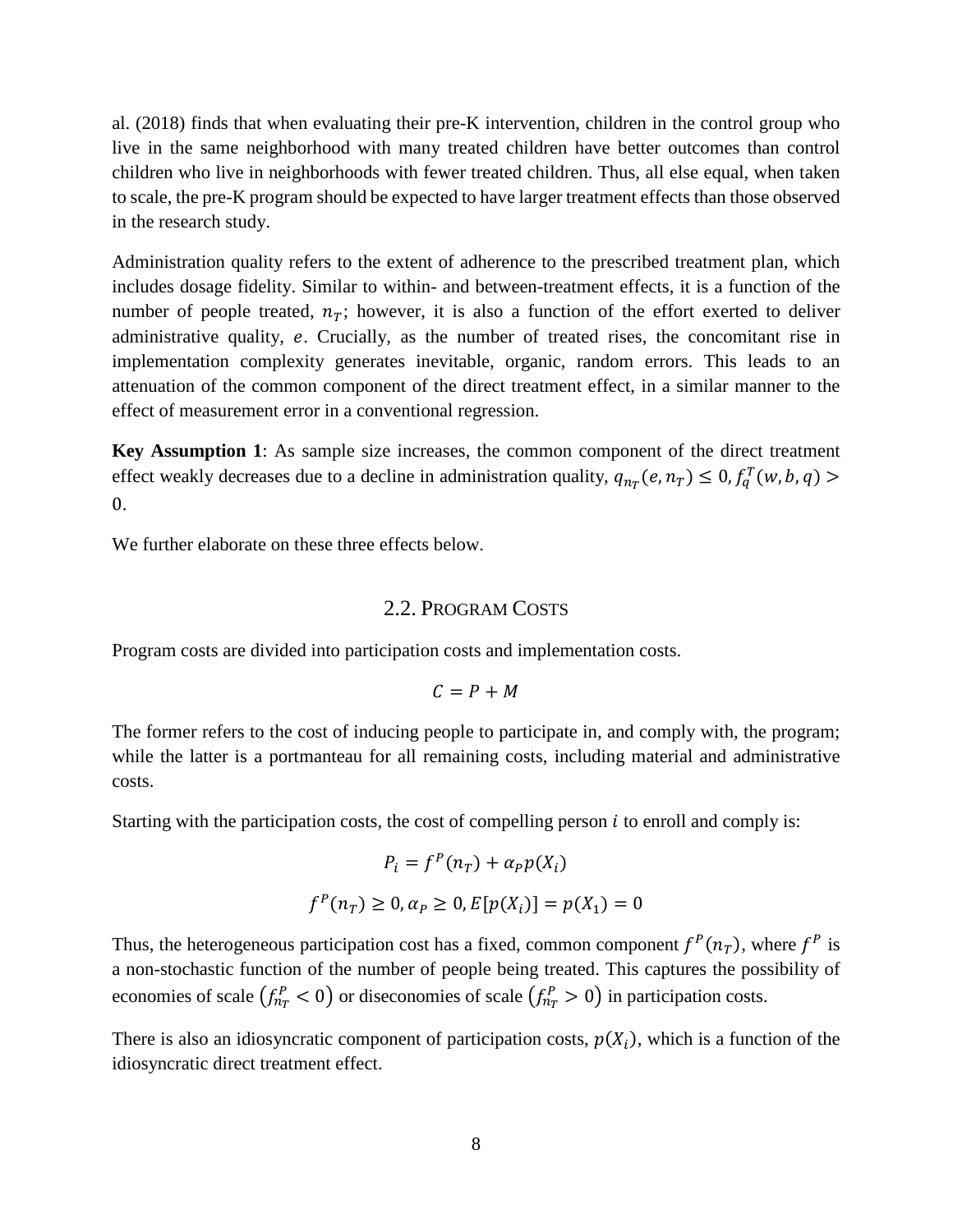al. (2018) finds that when evaluating their pre-K intervention, children in the control group who live in the same neighborhood with many treated children have better outcomes than control children who live in neighborhoods with fewer treated children. Thus, all else equal, when taken to scale, the pre-K program should be expected to have larger treatment effects than those observed in the research study.

Administration quality refers to the extent of adherence to the prescribed treatment plan, which includes dosage fidelity. Similar to within- and between-treatment effects, it is a function of the number of people treated, $n_T$; however, it is also a function of the effort exerted to deliver administrative quality, $e$. Crucially, as the number of treated rises, the concomitant rise in implementation complexity generates inevitable, organic, random errors. This leads to an attenuation of the common component of the direct treatment effect, in a similar manner to the effect of measurement error in a conventional regression.

**Key Assumption 1**: As sample size increases, the common component of the direct treatment effect weakly decreases due to a decline in administration quality, $q_{n_T}(e, n_T) \leq 0, f_q^T(w, b, q) > 0$.

We further elaborate on these three effects below.

## 2.2. Program Costs

Program costs are divided into participation costs and implementation costs.

$$C = P + M$$

The former refers to the cost of inducing people to participate in, and comply with, the program; while the latter is a portmanteau for all remaining costs, including material and administrative costs.

Starting with the participation costs, the cost of compelling person $i$ to enroll and comply is:

$$P_i = f^P(n_T) + \alpha_P p(X_i)$$

$$f^P(n_T) \geq 0, \alpha_P \geq 0, E[p(X_i)] = p(X_1) = 0$$

Thus, the heterogeneous participation cost has a fixed, common component $f^P(n_T)$, where $f^P$ is a non-stochastic function of the number of people being treated. This captures the possibility of economies of scale $\left(f_{n_T}^P < 0\right)$ or diseconomies of scale $\left(f_{n_T}^P > 0\right)$ in participation costs.

There is also an idiosyncratic component of participation costs, $p(X_i)$, which is a function of the idiosyncratic direct treatment effect.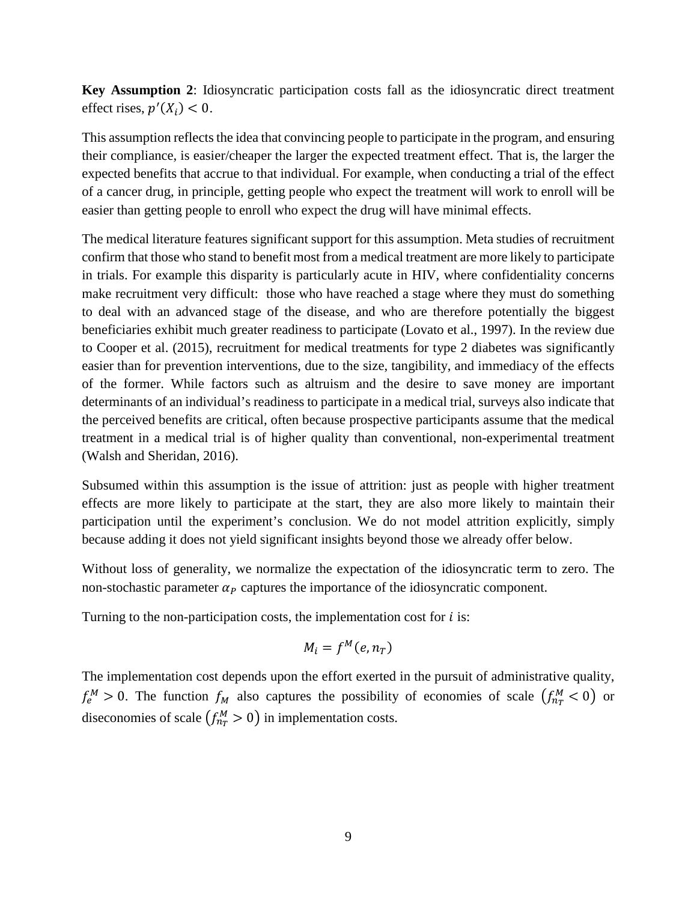**Key Assumption 2**: Idiosyncratic participation costs fall as the idiosyncratic direct treatment effect rises, $p'(X_i) < 0$.

This assumption reflects the idea that convincing people to participate in the program, and ensuring their compliance, is easier/cheaper the larger the expected treatment effect. That is, the larger the expected benefits that accrue to that individual. For example, when conducting a trial of the effect of a cancer drug, in principle, getting people who expect the treatment will work to enroll will be easier than getting people to enroll who expect the drug will have minimal effects.

The medical literature features significant support for this assumption. Meta studies of recruitment confirm that those who stand to benefit most from a medical treatment are more likely to participate in trials. For example this disparity is particularly acute in HIV, where confidentiality concerns make recruitment very difficult: those who have reached a stage where they must do something to deal with an advanced stage of the disease, and who are therefore potentially the biggest beneficiaries exhibit much greater readiness to participate (Lovato et al., 1997). In the review due to Cooper et al. (2015), recruitment for medical treatments for type 2 diabetes was significantly easier than for prevention interventions, due to the size, tangibility, and immediacy of the effects of the former. While factors such as altruism and the desire to save money are important determinants of an individual's readiness to participate in a medical trial, surveys also indicate that the perceived benefits are critical, often because prospective participants assume that the medical treatment in a medical trial is of higher quality than conventional, non-experimental treatment (Walsh and Sheridan, 2016).

Subsumed within this assumption is the issue of attrition: just as people with higher treatment effects are more likely to participate at the start, they are also more likely to maintain their participation until the experiment's conclusion. We do not model attrition explicitly, simply because adding it does not yield significant insights beyond those we already offer below.

Without loss of generality, we normalize the expectation of the idiosyncratic term to zero. The non-stochastic parameter $\alpha_P$ captures the importance of the idiosyncratic component.

Turning to the non-participation costs, the implementation cost for $i$ is:

$$M_i = f^M(e, n_T)$$

The implementation cost depends upon the effort exerted in the pursuit of administrative quality, $f_e^M > 0$. The function $f_M$ also captures the possibility of economies of scale $\left(f_{n_T}^M < 0\right)$ or diseconomies of scale $\left(f_{n_T}^M > 0\right)$ in implementation costs.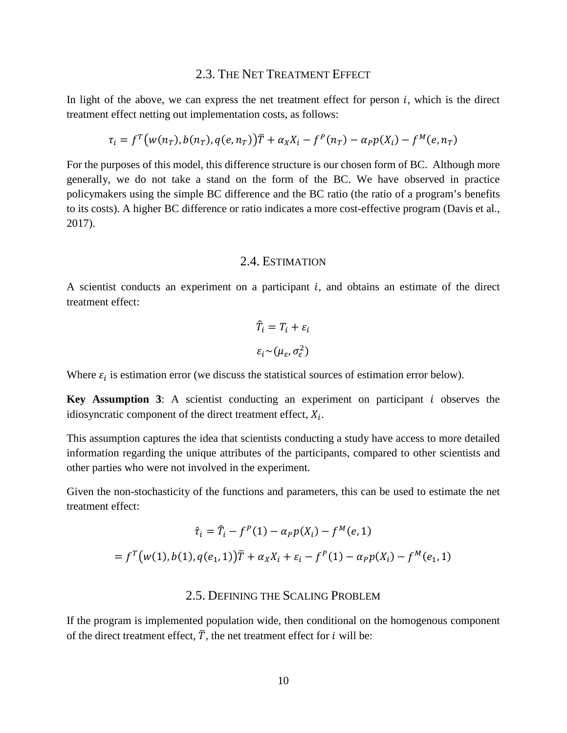## 2.3. The Net Treatment Effect

In light of the above, we can express the net treatment effect for person $i$, which is the direct treatment effect netting out implementation costs, as follows:

$$\tau_i = f^T\big(w(n_T), b(n_T), q(e, n_T)\big)\bar{T} + \alpha_X X_i - f^P(n_T) - \alpha_P p(X_i) - f^M(e, n_T)$$

For the purposes of this model, this difference structure is our chosen form of BC. Although more generally, we do not take a stand on the form of the BC. We have observed in practice policymakers using the simple BC difference and the BC ratio (the ratio of a program's benefits to its costs). A higher BC difference or ratio indicates a more cost-effective program (Davis et al., 2017).

## 2.4. Estimation

A scientist conducts an experiment on a participant $i$, and obtains an estimate of the direct treatment effect:

$$\hat{T}_i = T_i + \varepsilon_i$$

$$\varepsilon_i \sim (\mu_\varepsilon, \sigma_\varepsilon^2)$$

Where $\varepsilon_i$ is estimation error (we discuss the statistical sources of estimation error below).

**Key Assumption 3**: A scientist conducting an experiment on participant $i$ observes the idiosyncratic component of the direct treatment effect, $X_i$.

This assumption captures the idea that scientists conducting a study have access to more detailed information regarding the unique attributes of the participants, compared to other scientists and other parties who were not involved in the experiment.

Given the non-stochasticity of the functions and parameters, this can be used to estimate the net treatment effect:

$$\hat{\tau}_i = \hat{T}_i - f^P(1) - \alpha_P p(X_i) - f^M(e, 1)$$

$$= f^T\big(w(1), b(1), q(e_1, 1)\big)\bar{T} + \alpha_X X_i + \varepsilon_i - f^P(1) - \alpha_P p(X_i) - f^M(e_1, 1)$$

## 2.5. Defining the Scaling Problem

If the program is implemented population wide, then conditional on the homogenous component of the direct treatment effect, $\bar{T}$, the net treatment effect for $i$ will be: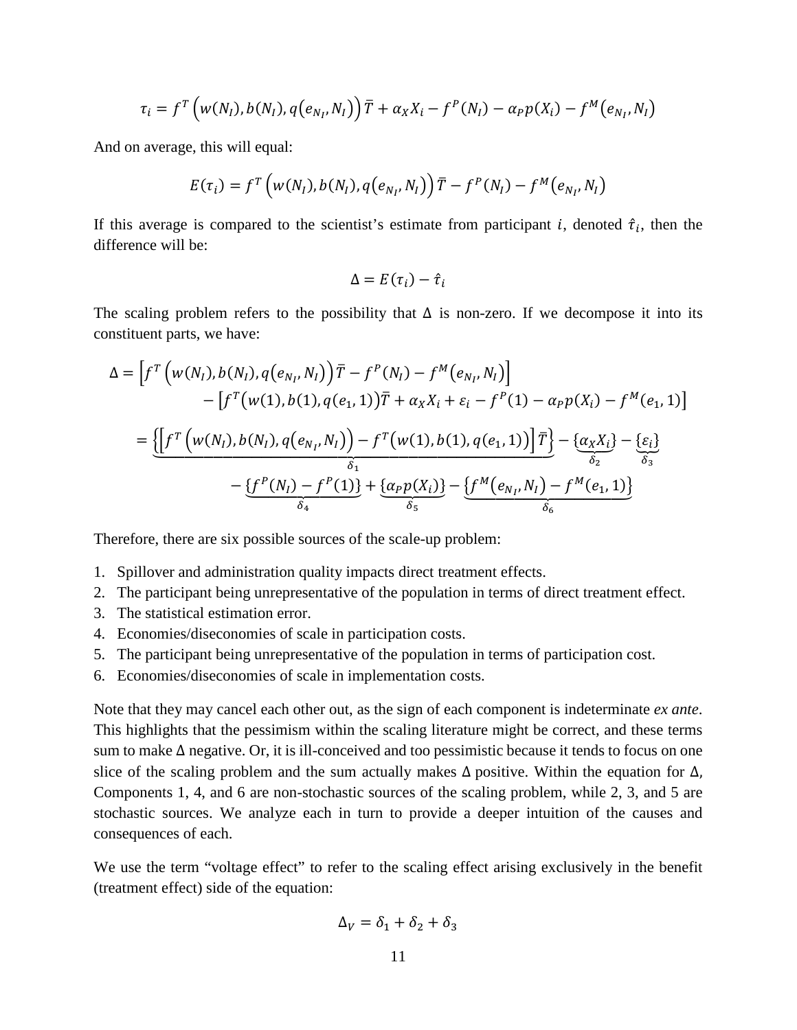$$\tau_i = f^T\left(w(N_I), b(N_I), q\left(e_{N_I}, N_I\right)\right)\bar{T} + \alpha_X X_i - f^P(N_I) - \alpha_P p(X_i) - f^M\left(e_{N_I}, N_I\right)$$

And on average, this will equal:

$$E(\tau_i) = f^T\left(w(N_I), b(N_I), q\left(e_{N_I}, N_I\right)\right)\bar{T} - f^P(N_I) - f^M\left(e_{N_I}, N_I\right)$$

If this average is compared to the scientist's estimate from participant $i$, denoted $\hat{\tau}_i$, then the difference will be:

$$\Delta = E(\tau_i) - \hat{\tau}_i$$

The scaling problem refers to the possibility that $\Delta$ is non-zero. If we decompose it into its constituent parts, we have:

$$\begin{aligned}
\Delta &= \left[f^T\left(w(N_I), b(N_I), q\left(e_{N_I}, N_I\right)\right)\bar{T} - f^P(N_I) - f^M\left(e_{N_I}, N_I\right)\right] \\
&\qquad - \left[f^T\big(w(1), b(1), q(e_1, 1)\big)\bar{T} + \alpha_X X_i + \varepsilon_i - f^P(1) - \alpha_P p(X_i) - f^M(e_1, 1)\right] \\
&= \underbrace{\left\{\left[f^T\left(w(N_I), b(N_I), q\left(e_{N_I}, N_I\right)\right) - f^T\big(w(1), b(1), q(e_1, 1)\big)\right]\bar{T}\right\}}_{\delta_1} - \underbrace{\{\alpha_X X_i\}}_{\delta_2} - \underbrace{\{\varepsilon_i\}}_{\delta_3} \\
&\qquad - \underbrace{\left\{f^P(N_I) - f^P(1)\right\}}_{\delta_4} + \underbrace{\{\alpha_P p(X_i)\}}_{\delta_5} - \underbrace{\left\{f^M\left(e_{N_I}, N_I\right) - f^M(e_1, 1)\right\}}_{\delta_6}
\end{aligned}$$

Therefore, there are six possible sources of the scale-up problem:

1. Spillover and administration quality impacts direct treatment effects.
2. The participant being unrepresentative of the population in terms of direct treatment effect.
3. The statistical estimation error.
4. Economies/diseconomies of scale in participation costs.
5. The participant being unrepresentative of the population in terms of participation cost.
6. Economies/diseconomies of scale in implementation costs.

Note that they may cancel each other out, as the sign of each component is indeterminate *ex ante*. This highlights that the pessimism within the scaling literature might be correct, and these terms sum to make $\Delta$ negative. Or, it is ill-conceived and too pessimistic because it tends to focus on one slice of the scaling problem and the sum actually makes $\Delta$ positive. Within the equation for $\Delta$, Components 1, 4, and 6 are non-stochastic sources of the scaling problem, while 2, 3, and 5 are stochastic sources. We analyze each in turn to provide a deeper intuition of the causes and consequences of each.

We use the term "voltage effect" to refer to the scaling effect arising exclusively in the benefit (treatment effect) side of the equation:

$$\Delta_V = \delta_1 + \delta_2 + \delta_3$$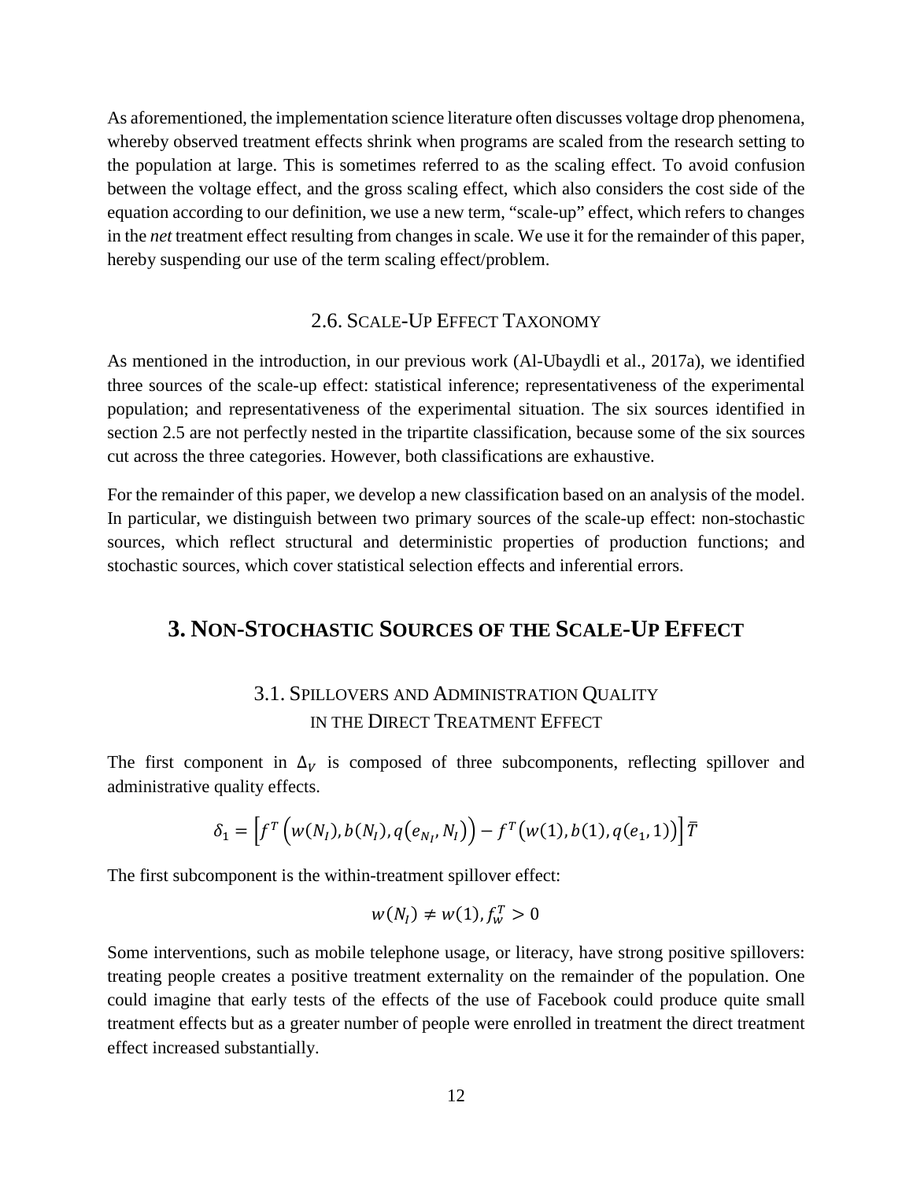As aforementioned, the implementation science literature often discusses voltage drop phenomena, whereby observed treatment effects shrink when programs are scaled from the research setting to the population at large. This is sometimes referred to as the scaling effect. To avoid confusion between the voltage effect, and the gross scaling effect, which also considers the cost side of the equation according to our definition, we use a new term, "scale-up" effect, which refers to changes in the *net* treatment effect resulting from changes in scale. We use it for the remainder of this paper, hereby suspending our use of the term scaling effect/problem.

### 2.6. Scale-Up Effect Taxonomy

As mentioned in the introduction, in our previous work (Al-Ubaydli et al., 2017a), we identified three sources of the scale-up effect: statistical inference; representativeness of the experimental population; and representativeness of the experimental situation. The six sources identified in section 2.5 are not perfectly nested in the tripartite classification, because some of the six sources cut across the three categories. However, both classifications are exhaustive.

For the remainder of this paper, we develop a new classification based on an analysis of the model. In particular, we distinguish between two primary sources of the scale-up effect: non-stochastic sources, which reflect structural and deterministic properties of production functions; and stochastic sources, which cover statistical selection effects and inferential errors.

## 3. Non-Stochastic Sources of the Scale-Up Effect

### 3.1. Spillovers and Administration Quality in the Direct Treatment Effect

The first component in $\Delta_V$ is composed of three subcomponents, reflecting spillover and administrative quality effects.

$$\delta_1 = \left[f^T\left(w(N_I), b(N_I), q\left(e_{N_I}, N_I\right)\right) - f^T\left(w(1), b(1), q(e_1, 1)\right)\right]\bar{T}$$

The first subcomponent is the within-treatment spillover effect:

$$w(N_I) \neq w(1), f_w^T > 0$$

Some interventions, such as mobile telephone usage, or literacy, have strong positive spillovers: treating people creates a positive treatment externality on the remainder of the population. One could imagine that early tests of the effects of the use of Facebook could produce quite small treatment effects but as a greater number of people were enrolled in treatment the direct treatment effect increased substantially.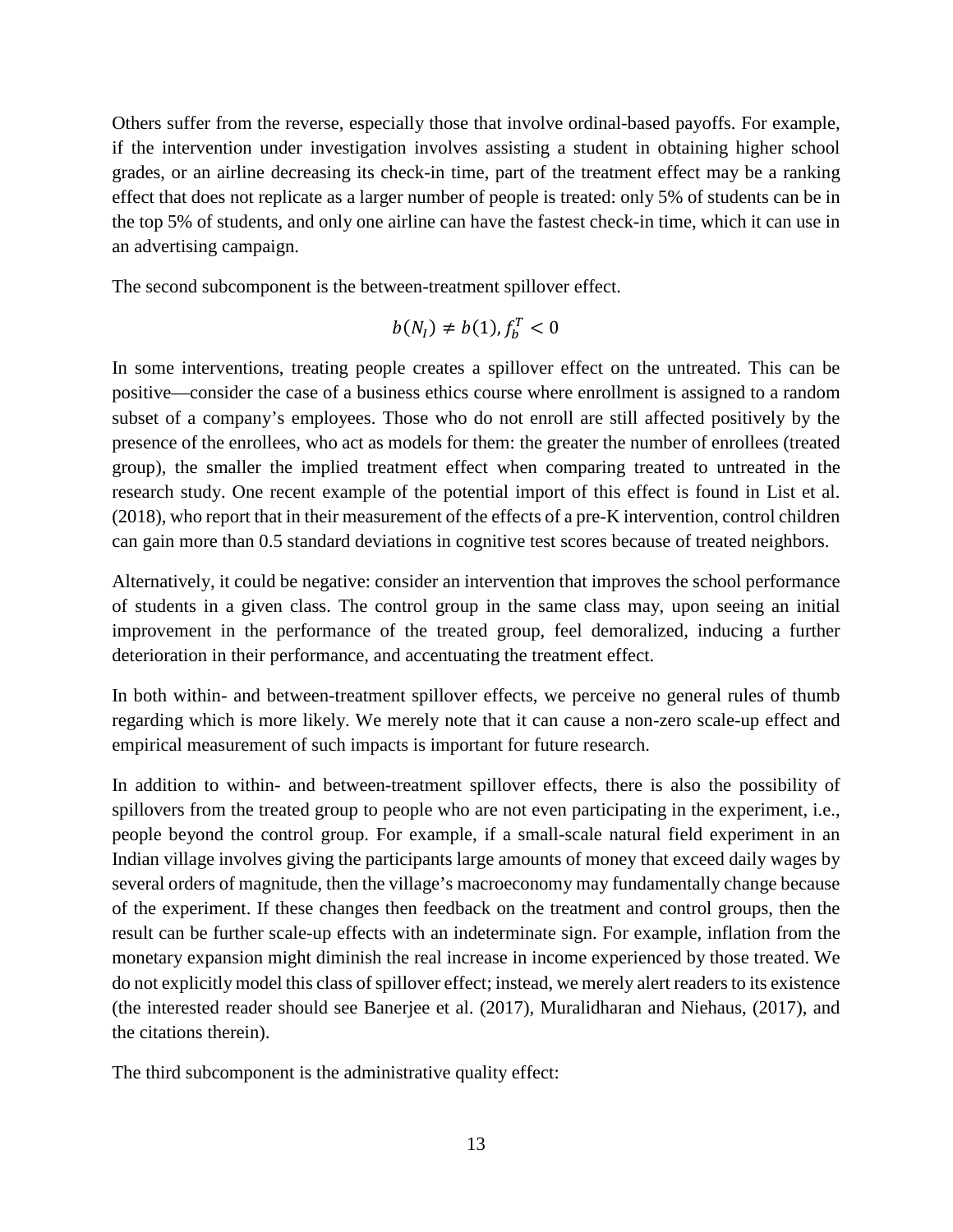Others suffer from the reverse, especially those that involve ordinal-based payoffs. For example, if the intervention under investigation involves assisting a student in obtaining higher school grades, or an airline decreasing its check-in time, part of the treatment effect may be a ranking effect that does not replicate as a larger number of people is treated: only 5% of students can be in the top 5% of students, and only one airline can have the fastest check-in time, which it can use in an advertising campaign.

The second subcomponent is the between-treatment spillover effect.

$$b(N_I) \neq b(1), f_b^T < 0$$

In some interventions, treating people creates a spillover effect on the untreated. This can be positive—consider the case of a business ethics course where enrollment is assigned to a random subset of a company's employees. Those who do not enroll are still affected positively by the presence of the enrollees, who act as models for them: the greater the number of enrollees (treated group), the smaller the implied treatment effect when comparing treated to untreated in the research study. One recent example of the potential import of this effect is found in List et al. (2018), who report that in their measurement of the effects of a pre-K intervention, control children can gain more than 0.5 standard deviations in cognitive test scores because of treated neighbors.

Alternatively, it could be negative: consider an intervention that improves the school performance of students in a given class. The control group in the same class may, upon seeing an initial improvement in the performance of the treated group, feel demoralized, inducing a further deterioration in their performance, and accentuating the treatment effect.

In both within- and between-treatment spillover effects, we perceive no general rules of thumb regarding which is more likely. We merely note that it can cause a non-zero scale-up effect and empirical measurement of such impacts is important for future research.

In addition to within- and between-treatment spillover effects, there is also the possibility of spillovers from the treated group to people who are not even participating in the experiment, i.e., people beyond the control group. For example, if a small-scale natural field experiment in an Indian village involves giving the participants large amounts of money that exceed daily wages by several orders of magnitude, then the village's macroeconomy may fundamentally change because of the experiment. If these changes then feedback on the treatment and control groups, then the result can be further scale-up effects with an indeterminate sign. For example, inflation from the monetary expansion might diminish the real increase in income experienced by those treated. We do not explicitly model this class of spillover effect; instead, we merely alert readers to its existence (the interested reader should see Banerjee et al. (2017), Muralidharan and Niehaus, (2017), and the citations therein).

The third subcomponent is the administrative quality effect: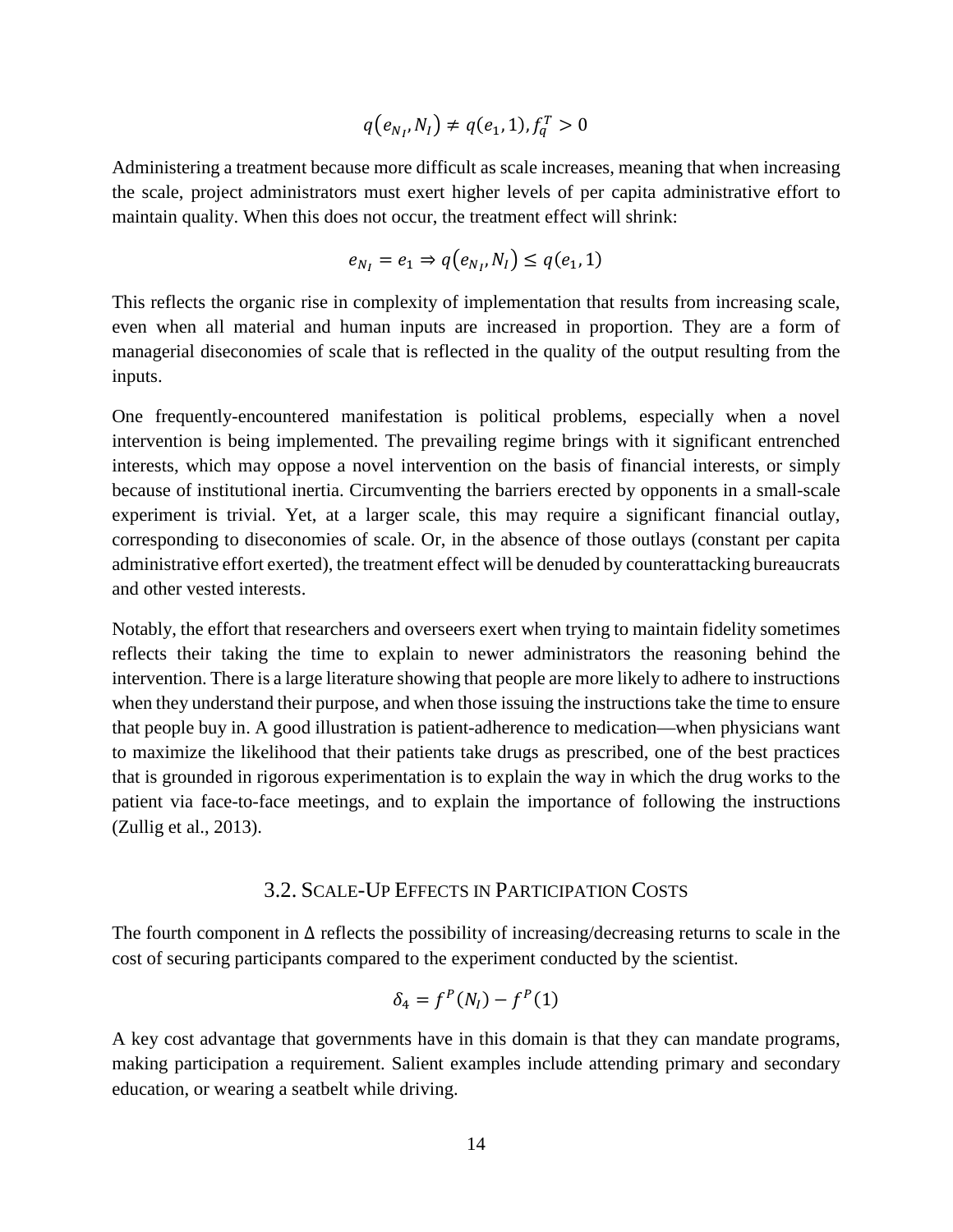$$q(e_{N_I}, N_I) \neq q(e_1, 1), f_q^T > 0$$

Administering a treatment because more difficult as scale increases, meaning that when increasing the scale, project administrators must exert higher levels of per capita administrative effort to maintain quality. When this does not occur, the treatment effect will shrink:

$$e_{N_I} = e_1 \Rightarrow q(e_{N_I}, N_I) \leq q(e_1, 1)$$

This reflects the organic rise in complexity of implementation that results from increasing scale, even when all material and human inputs are increased in proportion. They are a form of managerial diseconomies of scale that is reflected in the quality of the output resulting from the inputs.

One frequently-encountered manifestation is political problems, especially when a novel intervention is being implemented. The prevailing regime brings with it significant entrenched interests, which may oppose a novel intervention on the basis of financial interests, or simply because of institutional inertia. Circumventing the barriers erected by opponents in a small-scale experiment is trivial. Yet, at a larger scale, this may require a significant financial outlay, corresponding to diseconomies of scale. Or, in the absence of those outlays (constant per capita administrative effort exerted), the treatment effect will be denuded by counterattacking bureaucrats and other vested interests.

Notably, the effort that researchers and overseers exert when trying to maintain fidelity sometimes reflects their taking the time to explain to newer administrators the reasoning behind the intervention. There is a large literature showing that people are more likely to adhere to instructions when they understand their purpose, and when those issuing the instructions take the time to ensure that people buy in. A good illustration is patient-adherence to medication—when physicians want to maximize the likelihood that their patients take drugs as prescribed, one of the best practices that is grounded in rigorous experimentation is to explain the way in which the drug works to the patient via face-to-face meetings, and to explain the importance of following the instructions (Zullig et al., 2013).

## 3.2. Scale-Up Effects in Participation Costs

The fourth component in $\Delta$ reflects the possibility of increasing/decreasing returns to scale in the cost of securing participants compared to the experiment conducted by the scientist.

$$\delta_4 = f^P(N_I) - f^P(1)$$

A key cost advantage that governments have in this domain is that they can mandate programs, making participation a requirement. Salient examples include attending primary and secondary education, or wearing a seatbelt while driving.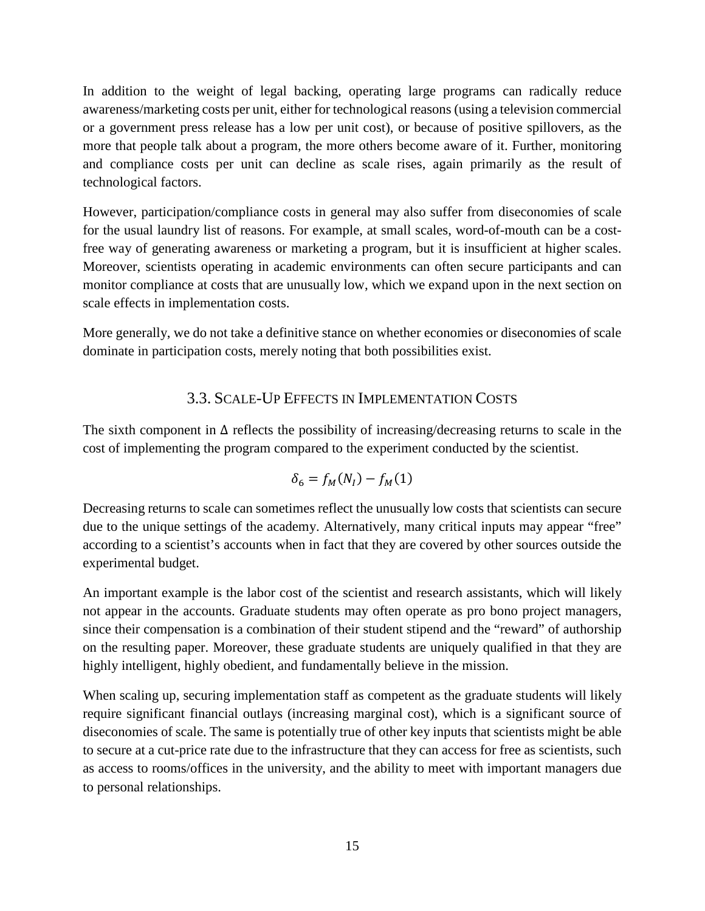In addition to the weight of legal backing, operating large programs can radically reduce awareness/marketing costs per unit, either for technological reasons (using a television commercial or a government press release has a low per unit cost), or because of positive spillovers, as the more that people talk about a program, the more others become aware of it. Further, monitoring and compliance costs per unit can decline as scale rises, again primarily as the result of technological factors.

However, participation/compliance costs in general may also suffer from diseconomies of scale for the usual laundry list of reasons. For example, at small scales, word-of-mouth can be a cost-free way of generating awareness or marketing a program, but it is insufficient at higher scales. Moreover, scientists operating in academic environments can often secure participants and can monitor compliance at costs that are unusually low, which we expand upon in the next section on scale effects in implementation costs.

More generally, we do not take a definitive stance on whether economies or diseconomies of scale dominate in participation costs, merely noting that both possibilities exist.

## 3.3. Scale-Up Effects in Implementation Costs

The sixth component in $\Delta$ reflects the possibility of increasing/decreasing returns to scale in the cost of implementing the program compared to the experiment conducted by the scientist.

$$\delta_6 = f_M(N_I) - f_M(1)$$

Decreasing returns to scale can sometimes reflect the unusually low costs that scientists can secure due to the unique settings of the academy. Alternatively, many critical inputs may appear "free" according to a scientist's accounts when in fact that they are covered by other sources outside the experimental budget.

An important example is the labor cost of the scientist and research assistants, which will likely not appear in the accounts. Graduate students may often operate as pro bono project managers, since their compensation is a combination of their student stipend and the "reward" of authorship on the resulting paper. Moreover, these graduate students are uniquely qualified in that they are highly intelligent, highly obedient, and fundamentally believe in the mission.

When scaling up, securing implementation staff as competent as the graduate students will likely require significant financial outlays (increasing marginal cost), which is a significant source of diseconomies of scale. The same is potentially true of other key inputs that scientists might be able to secure at a cut-price rate due to the infrastructure that they can access for free as scientists, such as access to rooms/offices in the university, and the ability to meet with important managers due to personal relationships.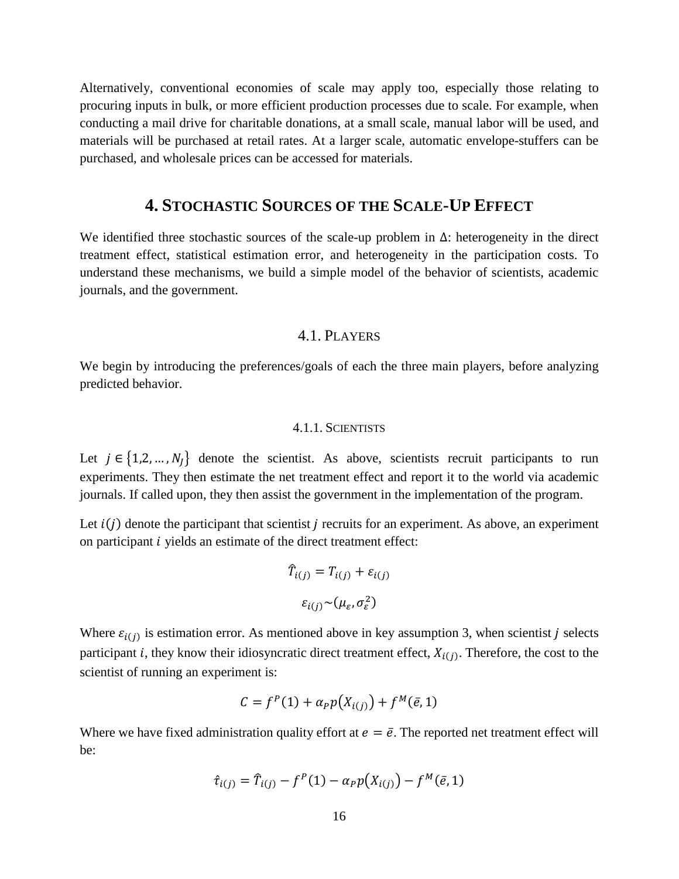Alternatively, conventional economies of scale may apply too, especially those relating to procuring inputs in bulk, or more efficient production processes due to scale. For example, when conducting a mail drive for charitable donations, at a small scale, manual labor will be used, and materials will be purchased at retail rates. At a larger scale, automatic envelope-stuffers can be purchased, and wholesale prices can be accessed for materials.

# 4. Stochastic Sources of the Scale-Up Effect

We identified three stochastic sources of the scale-up problem in $\Delta$: heterogeneity in the direct treatment effect, statistical estimation error, and heterogeneity in the participation costs. To understand these mechanisms, we build a simple model of the behavior of scientists, academic journals, and the government.

## 4.1. Players

We begin by introducing the preferences/goals of each the three main players, before analyzing predicted behavior.

### 4.1.1. Scientists

Let $j \in \{1,2,\ldots,N_J\}$ denote the scientist. As above, scientists recruit participants to run experiments. They then estimate the net treatment effect and report it to the world via academic journals. If called upon, they then assist the government in the implementation of the program.

Let $i(j)$ denote the participant that scientist $j$ recruits for an experiment. As above, an experiment on participant $i$ yields an estimate of the direct treatment effect:

$$\hat{T}_{i(j)} = T_{i(j)} + \varepsilon_{i(j)}$$

$$\varepsilon_{i(j)} \sim (\mu_\varepsilon, \sigma_\varepsilon^2)$$

Where $\varepsilon_{i(j)}$ is estimation error. As mentioned above in key assumption 3, when scientist $j$ selects participant $i$, they know their idiosyncratic direct treatment effect, $X_{i(j)}$. Therefore, the cost to the scientist of running an experiment is:

$$C = f^P(1) + \alpha_P p\big(X_{i(j)}\big) + f^M(\bar{e}, 1)$$

Where we have fixed administration quality effort at $e = \bar{e}$. The reported net treatment effect will be:

$$\hat{\tau}_{i(j)} = \hat{T}_{i(j)} - f^P(1) - \alpha_P p\big(X_{i(j)}\big) - f^M(\bar{e}, 1)$$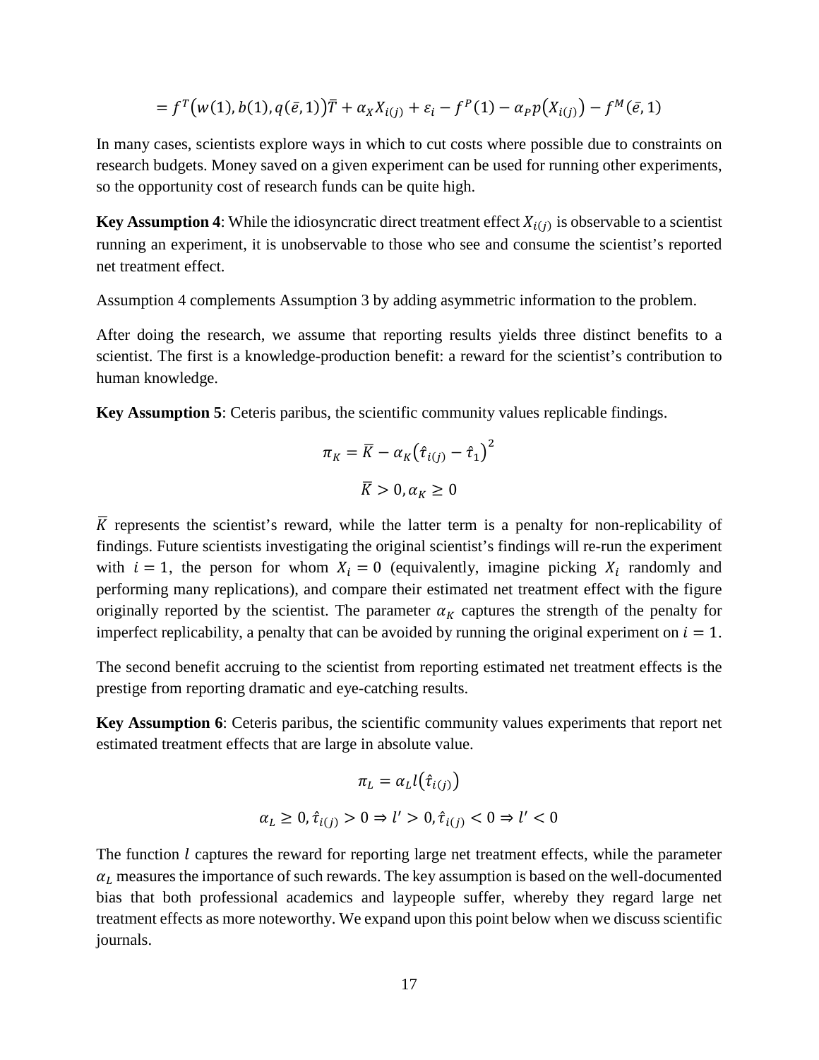$$= f^T\big(w(1), b(1), q(\bar{e}, 1)\big)\bar{T} + \alpha_X X_{i(j)} + \varepsilon_i - f^P(1) - \alpha_P p\big(X_{i(j)}\big) - f^M(\bar{e}, 1)$$

In many cases, scientists explore ways in which to cut costs where possible due to constraints on research budgets. Money saved on a given experiment can be used for running other experiments, so the opportunity cost of research funds can be quite high.

**Key Assumption 4**: While the idiosyncratic direct treatment effect $X_{i(j)}$ is observable to a scientist running an experiment, it is unobservable to those who see and consume the scientist's reported net treatment effect.

Assumption 4 complements Assumption 3 by adding asymmetric information to the problem.

After doing the research, we assume that reporting results yields three distinct benefits to a scientist. The first is a knowledge-production benefit: a reward for the scientist's contribution to human knowledge.

**Key Assumption 5**: Ceteris paribus, the scientific community values replicable findings.

$$\pi_K = \bar{K} - \alpha_K\big(\hat{\tau}_{i(j)} - \hat{\tau}_1\big)^2$$

$$\bar{K} > 0, \alpha_K \geq 0$$

$\bar{K}$ represents the scientist's reward, while the latter term is a penalty for non-replicability of findings. Future scientists investigating the original scientist's findings will re-run the experiment with $i = 1$, the person for whom $X_i = 0$ (equivalently, imagine picking $X_i$ randomly and performing many replications), and compare their estimated net treatment effect with the figure originally reported by the scientist. The parameter $\alpha_K$ captures the strength of the penalty for imperfect replicability, a penalty that can be avoided by running the original experiment on $i = 1$.

The second benefit accruing to the scientist from reporting estimated net treatment effects is the prestige from reporting dramatic and eye-catching results.

**Key Assumption 6**: Ceteris paribus, the scientific community values experiments that report net estimated treatment effects that are large in absolute value.

$$\pi_L = \alpha_L l\big(\hat{\tau}_{i(j)}\big)$$

$$\alpha_L \geq 0, \hat{\tau}_{i(j)} > 0 \Rightarrow l' > 0, \hat{\tau}_{i(j)} < 0 \Rightarrow l' < 0$$

The function $l$ captures the reward for reporting large net treatment effects, while the parameter $\alpha_L$ measures the importance of such rewards. The key assumption is based on the well-documented bias that both professional academics and laypeople suffer, whereby they regard large net treatment effects as more noteworthy. We expand upon this point below when we discuss scientific journals.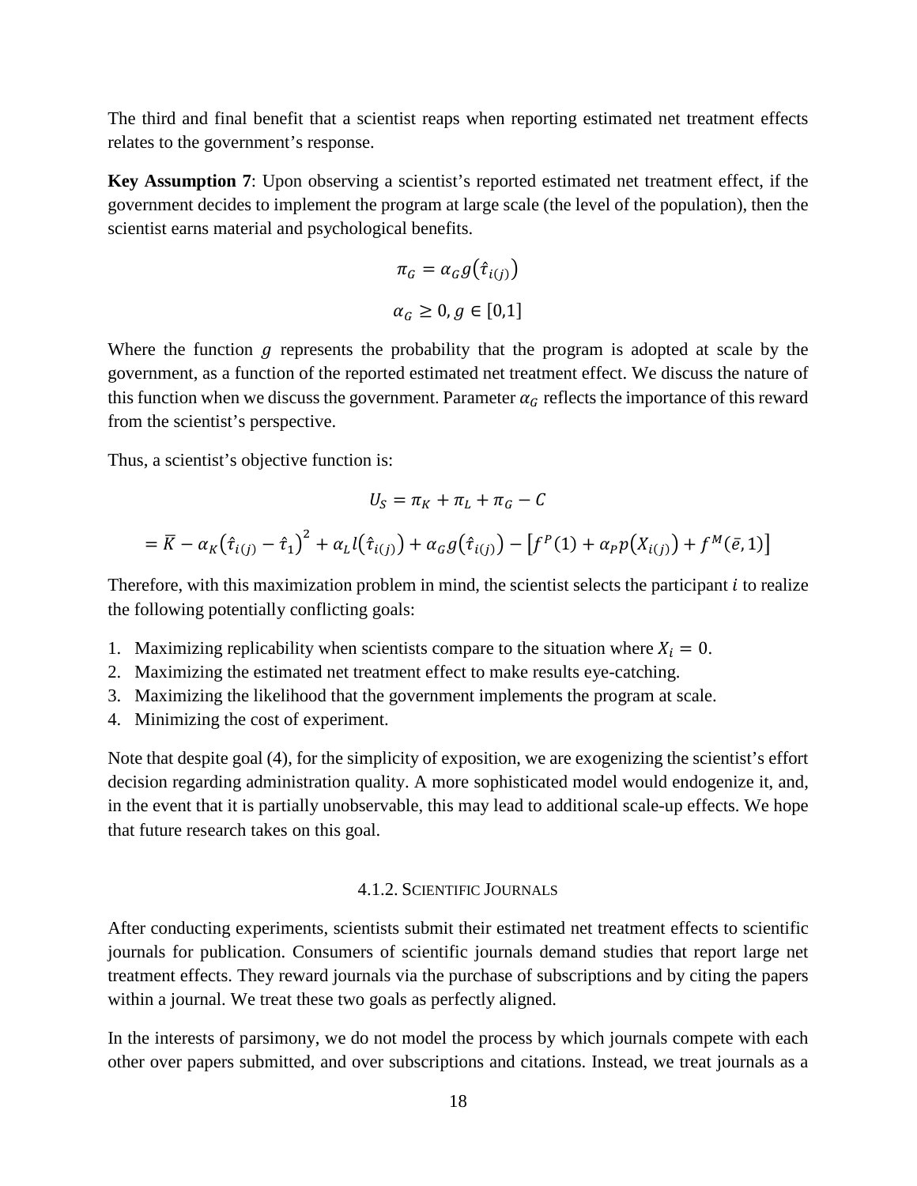The third and final benefit that a scientist reaps when reporting estimated net treatment effects relates to the government's response.

**Key Assumption 7**: Upon observing a scientist's reported estimated net treatment effect, if the government decides to implement the program at large scale (the level of the population), then the scientist earns material and psychological benefits.

$$\pi_G = \alpha_G g(\hat{\tau}_{i(j)})$$

$$\alpha_G \geq 0, g \in [0,1]$$

Where the function $g$ represents the probability that the program is adopted at scale by the government, as a function of the reported estimated net treatment effect. We discuss the nature of this function when we discuss the government. Parameter $\alpha_G$ reflects the importance of this reward from the scientist's perspective.

Thus, a scientist's objective function is:

$$U_S = \pi_K + \pi_L + \pi_G - C$$

$$= \bar{K} - \alpha_K(\hat{\tau}_{i(j)} - \hat{\tau}_1)^2 + \alpha_L l(\hat{\tau}_{i(j)}) + \alpha_G g(\hat{\tau}_{i(j)}) - [f^P(1) + \alpha_P p(X_{i(j)}) + f^M(\bar{e}, 1)]$$

Therefore, with this maximization problem in mind, the scientist selects the participant $i$ to realize the following potentially conflicting goals:

1. Maximizing replicability when scientists compare to the situation where $X_i = 0$.
2. Maximizing the estimated net treatment effect to make results eye-catching.
3. Maximizing the likelihood that the government implements the program at scale.
4. Minimizing the cost of experiment.

Note that despite goal (4), for the simplicity of exposition, we are exogenizing the scientist's effort decision regarding administration quality. A more sophisticated model would endogenize it, and, in the event that it is partially unobservable, this may lead to additional scale-up effects. We hope that future research takes on this goal.

#### 4.1.2. Scientific Journals

After conducting experiments, scientists submit their estimated net treatment effects to scientific journals for publication. Consumers of scientific journals demand studies that report large net treatment effects. They reward journals via the purchase of subscriptions and by citing the papers within a journal. We treat these two goals as perfectly aligned.

In the interests of parsimony, we do not model the process by which journals compete with each other over papers submitted, and over subscriptions and citations. Instead, we treat journals as a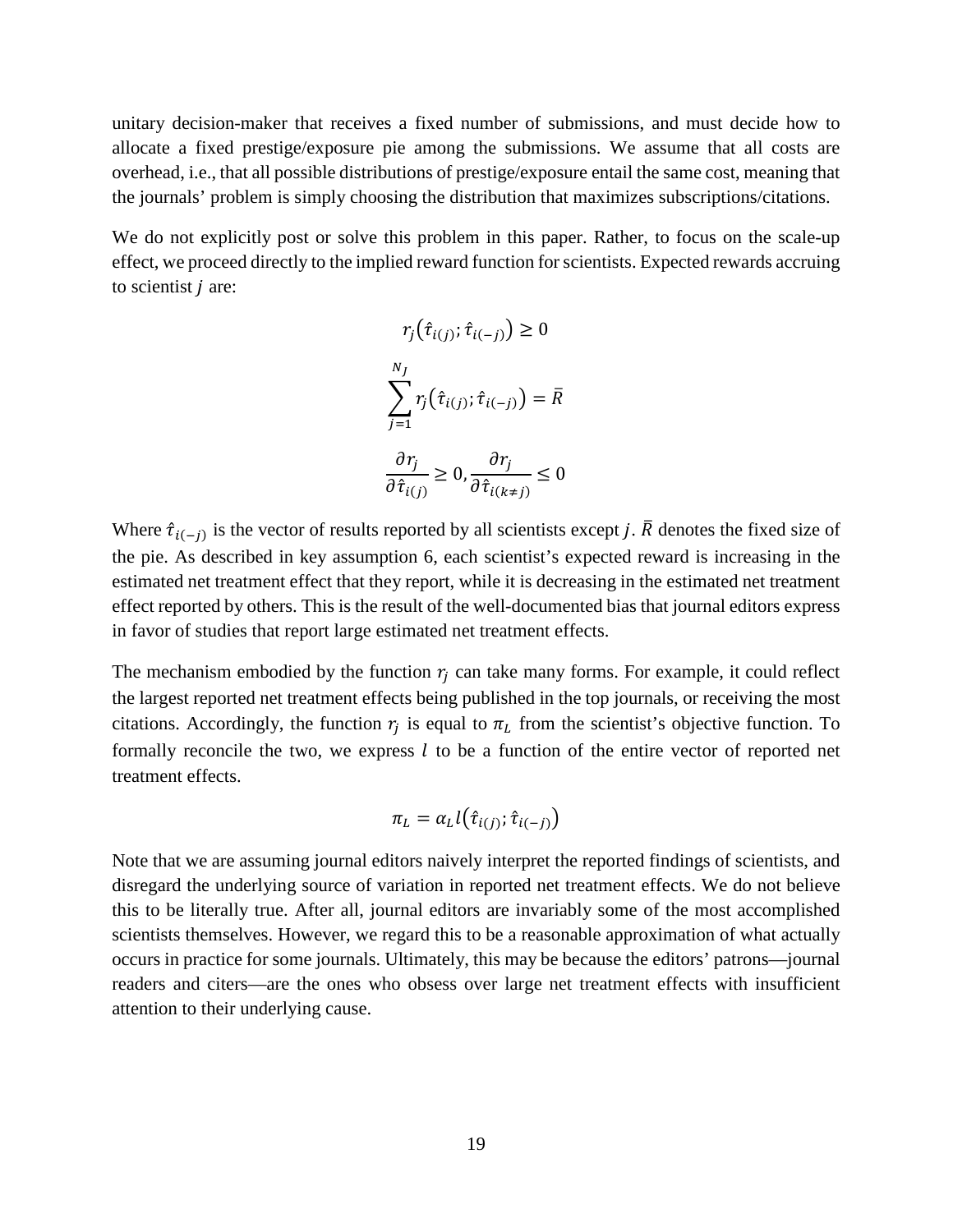unitary decision-maker that receives a fixed number of submissions, and must decide how to allocate a fixed prestige/exposure pie among the submissions. We assume that all costs are overhead, i.e., that all possible distributions of prestige/exposure entail the same cost, meaning that the journals' problem is simply choosing the distribution that maximizes subscriptions/citations.

We do not explicitly post or solve this problem in this paper. Rather, to focus on the scale-up effect, we proceed directly to the implied reward function for scientists. Expected rewards accruing to scientist $j$ are:

$$r_j\left(\hat{\tau}_{i(j)}; \hat{\tau}_{i(-j)}\right) \geq 0$$

$$\sum_{j=1}^{N_J} r_j\left(\hat{\tau}_{i(j)}; \hat{\tau}_{i(-j)}\right) = \bar{R}$$

$$\frac{\partial r_j}{\partial \hat{\tau}_{i(j)}} \geq 0, \frac{\partial r_j}{\partial \hat{\tau}_{i(k \neq j)}} \leq 0$$

Where $\hat{\tau}_{i(-j)}$ is the vector of results reported by all scientists except $j$. $\bar{R}$ denotes the fixed size of the pie. As described in key assumption 6, each scientist's expected reward is increasing in the estimated net treatment effect that they report, while it is decreasing in the estimated net treatment effect reported by others. This is the result of the well-documented bias that journal editors express in favor of studies that report large estimated net treatment effects.

The mechanism embodied by the function $r_j$ can take many forms. For example, it could reflect the largest reported net treatment effects being published in the top journals, or receiving the most citations. Accordingly, the function $r_j$ is equal to $\pi_L$ from the scientist's objective function. To formally reconcile the two, we express $l$ to be a function of the entire vector of reported net treatment effects.

$$\pi_L = \alpha_L l\left(\hat{\tau}_{i(j)}; \hat{\tau}_{i(-j)}\right)$$

Note that we are assuming journal editors naively interpret the reported findings of scientists, and disregard the underlying source of variation in reported net treatment effects. We do not believe this to be literally true. After all, journal editors are invariably some of the most accomplished scientists themselves. However, we regard this to be a reasonable approximation of what actually occurs in practice for some journals. Ultimately, this may be because the editors' patrons—journal readers and citers—are the ones who obsess over large net treatment effects with insufficient attention to their underlying cause.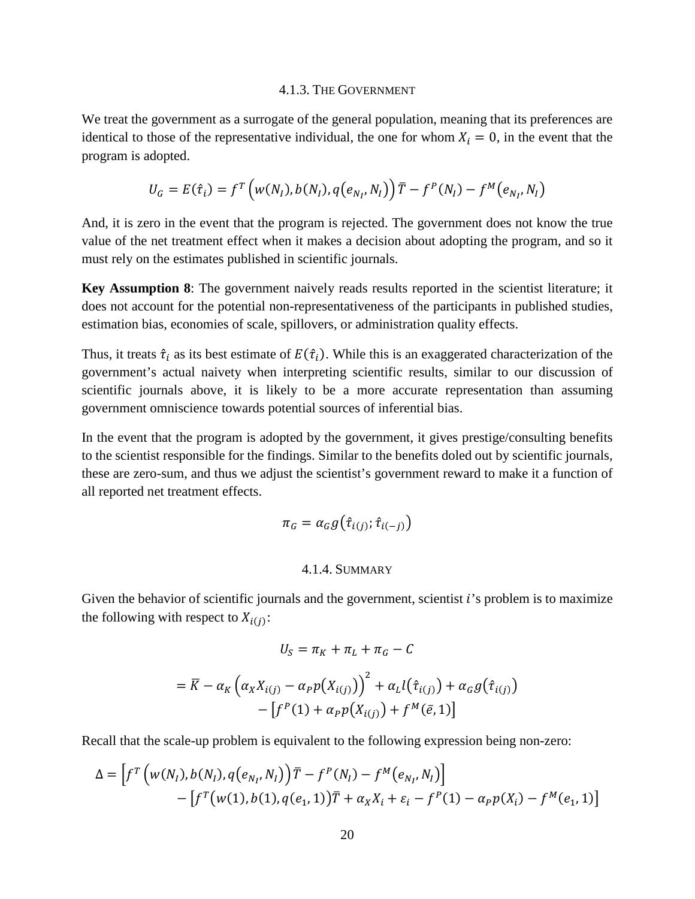#### 4.1.3. The Government

We treat the government as a surrogate of the general population, meaning that its preferences are identical to those of the representative individual, the one for whom $X_i = 0$, in the event that the program is adopted.

$$U_G = E(\hat{\tau}_i) = f^T\left(w(N_I), b(N_I), q\left(e_{N_I}, N_I\right)\right)\bar{T} - f^P(N_I) - f^M\left(e_{N_I}, N_I\right)$$

And, it is zero in the event that the program is rejected. The government does not know the true value of the net treatment effect when it makes a decision about adopting the program, and so it must rely on the estimates published in scientific journals.

**Key Assumption 8**: The government naively reads results reported in the scientist literature; it does not account for the potential non-representativeness of the participants in published studies, estimation bias, economies of scale, spillovers, or administration quality effects.

Thus, it treats $\hat{\tau}_i$ as its best estimate of $E(\hat{\tau}_i)$. While this is an exaggerated characterization of the government's actual naivety when interpreting scientific results, similar to our discussion of scientific journals above, it is likely to be a more accurate representation than assuming government omniscience towards potential sources of inferential bias.

In the event that the program is adopted by the government, it gives prestige/consulting benefits to the scientist responsible for the findings. Similar to the benefits doled out by scientific journals, these are zero-sum, and thus we adjust the scientist's government reward to make it a function of all reported net treatment effects.

$$\pi_G = \alpha_G g\left(\hat{\tau}_{i(j)}; \hat{\tau}_{i(-j)}\right)$$

#### 4.1.4. Summary

Given the behavior of scientific journals and the government, scientist $i$'s problem is to maximize the following with respect to $X_{i(j)}$:

$$U_S = \pi_K + \pi_L + \pi_G - C$$

$$= \bar{K} - \alpha_K\left(\alpha_X X_{i(j)} - \alpha_P p\left(X_{i(j)}\right)\right)^2 + \alpha_L l\left(\hat{\tau}_{i(j)}\right) + \alpha_G g\left(\hat{\tau}_{i(j)}\right) - \left[f^P(1) + \alpha_P p\left(X_{i(j)}\right) + f^M(\bar{e}, 1)\right]$$

Recall that the scale-up problem is equivalent to the following expression being non-zero:

$$\Delta = \left[f^T\left(w(N_I), b(N_I), q\left(e_{N_I}, N_I\right)\right)\bar{T} - f^P(N_I) - f^M\left(e_{N_I}, N_I\right)\right] - \left[f^T\left(w(1), b(1), q(e_1, 1)\right)\bar{T} + \alpha_X X_i + \varepsilon_i - f^P(1) - \alpha_P p(X_i) - f^M(e_1, 1)\right]$$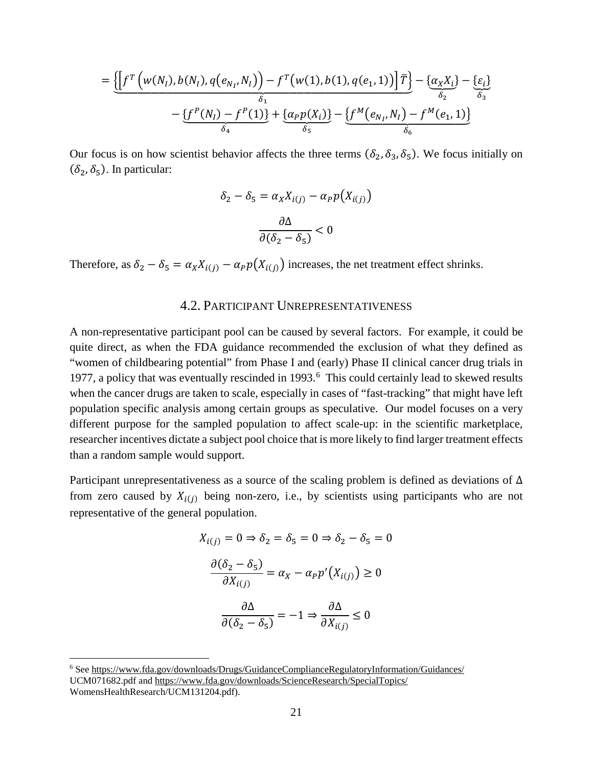$$= \underbrace{\left\{\left[f^T\left(w(N_I), b(N_I), q\left(e_{N_I}, N_I\right)\right) - f^T\left(w(1), b(1), q(e_1, 1)\right)\right]\bar{T}\right\}}_{\delta_1} - \underbrace{\{\alpha_X X_i\}}_{\delta_2} - \underbrace{\{\varepsilon_i\}}_{\delta_3}$$

$$- \underbrace{\{f^P(N_I) - f^P(1)\}}_{\delta_4} + \underbrace{\{\alpha_P p(X_i)\}}_{\delta_5} - \underbrace{\left\{f^M\left(e_{N_I}, N_I\right) - f^M(e_1, 1)\right\}}_{\delta_6}$$

Our focus is on how scientist behavior affects the three terms $(\delta_2, \delta_3, \delta_5)$. We focus initially on $(\delta_2, \delta_5)$. In particular:

$$\delta_2 - \delta_5 = \alpha_X X_{i(j)} - \alpha_P p\left(X_{i(j)}\right)$$

$$\frac{\partial \Delta}{\partial(\delta_2 - \delta_5)} < 0$$

Therefore, as $\delta_2 - \delta_5 = \alpha_X X_{i(j)} - \alpha_P p\left(X_{i(j)}\right)$ increases, the net treatment effect shrinks.

## 4.2. Participant Unrepresentativeness

A non-representative participant pool can be caused by several factors. For example, it could be quite direct, as when the FDA guidance recommended the exclusion of what they defined as "women of childbearing potential" from Phase I and (early) Phase II clinical cancer drug trials in 1977, a policy that was eventually rescinded in 1993.[6] This could certainly lead to skewed results when the cancer drugs are taken to scale, especially in cases of "fast-tracking" that might have left population specific analysis among certain groups as speculative. Our model focuses on a very different purpose for the sampled population to affect scale-up: in the scientific marketplace, researcher incentives dictate a subject pool choice that is more likely to find larger treatment effects than a random sample would support.

Participant unrepresentativeness as a source of the scaling problem is defined as deviations of $\Delta$ from zero caused by $X_{i(j)}$ being non-zero, i.e., by scientists using participants who are not representative of the general population.

$$X_{i(j)} = 0 \Rightarrow \delta_2 = \delta_5 = 0 \Rightarrow \delta_2 - \delta_5 = 0$$

$$\frac{\partial(\delta_2 - \delta_5)}{\partial X_{i(j)}} = \alpha_X - \alpha_P p'\left(X_{i(j)}\right) \geq 0$$

$$\frac{\partial \Delta}{\partial(\delta_2 - \delta_5)} = -1 \Rightarrow \frac{\partial \Delta}{\partial X_{i(j)}} \leq 0$$

[6] See https://www.fda.gov/downloads/Drugs/GuidanceComplianceRegulatoryInformation/Guidances/UCM071682.pdf and https://www.fda.gov/downloads/ScienceResearch/SpecialTopics/WomensHealthResearch/UCM131204.pdf).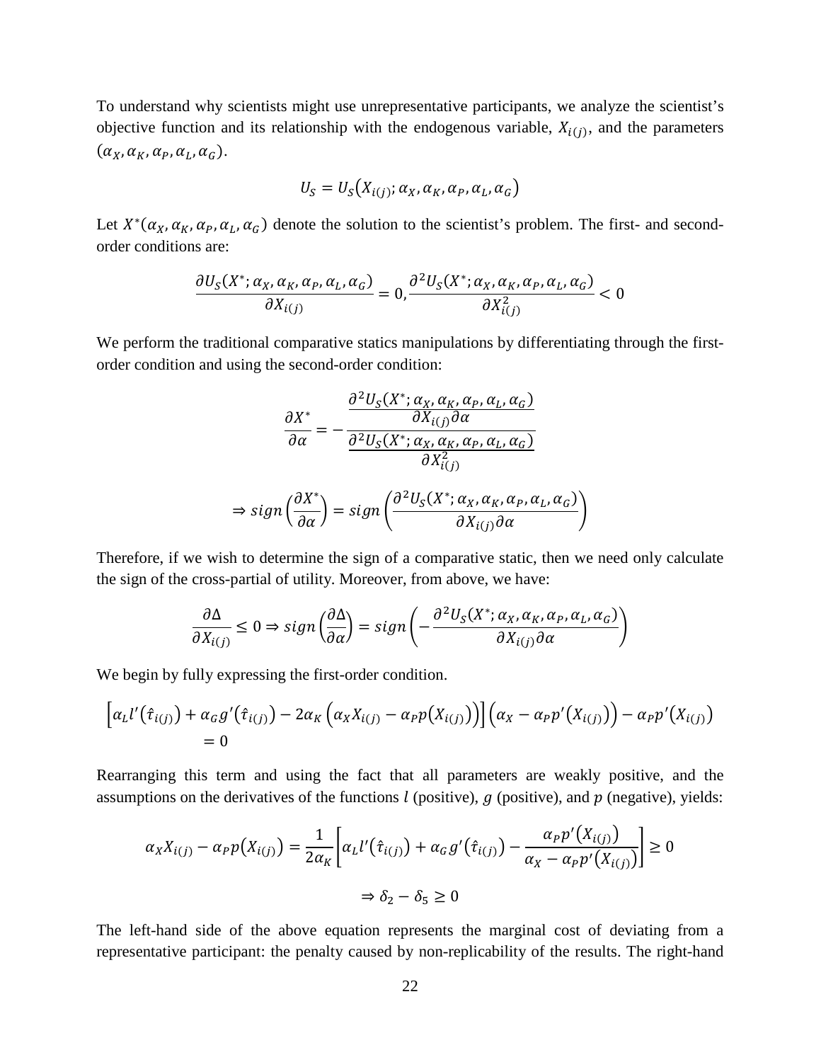To understand why scientists might use unrepresentative participants, we analyze the scientist's objective function and its relationship with the endogenous variable, $X_{i(j)}$, and the parameters $(\alpha_X, \alpha_K, \alpha_P, \alpha_L, \alpha_G)$.

$$U_S = U_S\left(X_{i(j)}; \alpha_X, \alpha_K, \alpha_P, \alpha_L, \alpha_G\right)$$

Let $X^*(\alpha_X, \alpha_K, \alpha_P, \alpha_L, \alpha_G)$ denote the solution to the scientist's problem. The first- and second-order conditions are:

$$\frac{\partial U_S(X^*; \alpha_X, \alpha_K, \alpha_P, \alpha_L, \alpha_G)}{\partial X_{i(j)}} = 0, \frac{\partial^2 U_S(X^*; \alpha_X, \alpha_K, \alpha_P, \alpha_L, \alpha_G)}{\partial X_{i(j)}^2} < 0$$

We perform the traditional comparative statics manipulations by differentiating through the first-order condition and using the second-order condition:

$$\frac{\partial X^*}{\partial \alpha} = -\frac{\dfrac{\partial^2 U_S(X^*; \alpha_X, \alpha_K, \alpha_P, \alpha_L, \alpha_G)}{\partial X_{i(j)} \partial \alpha}}{\dfrac{\partial^2 U_S(X^*; \alpha_X, \alpha_K, \alpha_P, \alpha_L, \alpha_G)}{\partial X_{i(j)}^2}}$$

$$\Rightarrow sign\left(\frac{\partial X^*}{\partial \alpha}\right) = sign\left(\frac{\partial^2 U_S(X^*; \alpha_X, \alpha_K, \alpha_P, \alpha_L, \alpha_G)}{\partial X_{i(j)} \partial \alpha}\right)$$

Therefore, if we wish to determine the sign of a comparative static, then we need only calculate the sign of the cross-partial of utility. Moreover, from above, we have:

$$\frac{\partial \Delta}{\partial X_{i(j)}} \leq 0 \Rightarrow sign\left(\frac{\partial \Delta}{\partial \alpha}\right) = sign\left(-\frac{\partial^2 U_S(X^*; \alpha_X, \alpha_K, \alpha_P, \alpha_L, \alpha_G)}{\partial X_{i(j)} \partial \alpha}\right)$$

We begin by fully expressing the first-order condition.

$$\left[\alpha_L l'\left(\hat{\tau}_{i(j)}\right) + \alpha_G g'\left(\hat{\tau}_{i(j)}\right) - 2\alpha_K\left(\alpha_X X_{i(j)} - \alpha_P p\left(X_{i(j)}\right)\right)\right]\left(\alpha_X - \alpha_P p'\left(X_{i(j)}\right)\right) - \alpha_P p'\left(X_{i(j)}\right) = 0$$

Rearranging this term and using the fact that all parameters are weakly positive, and the assumptions on the derivatives of the functions $l$ (positive), $g$ (positive), and $p$ (negative), yields:

$$\alpha_X X_{i(j)} - \alpha_P p\left(X_{i(j)}\right) = \frac{1}{2\alpha_K}\left[\alpha_L l'\left(\hat{\tau}_{i(j)}\right) + \alpha_G g'\left(\hat{\tau}_{i(j)}\right) - \frac{\alpha_P p'\left(X_{i(j)}\right)}{\alpha_X - \alpha_P p'\left(X_{i(j)}\right)}\right] \geq 0$$

$$\Rightarrow \delta_2 - \delta_5 \geq 0$$

The left-hand side of the above equation represents the marginal cost of deviating from a representative participant: the penalty caused by non-replicability of the results. The right-hand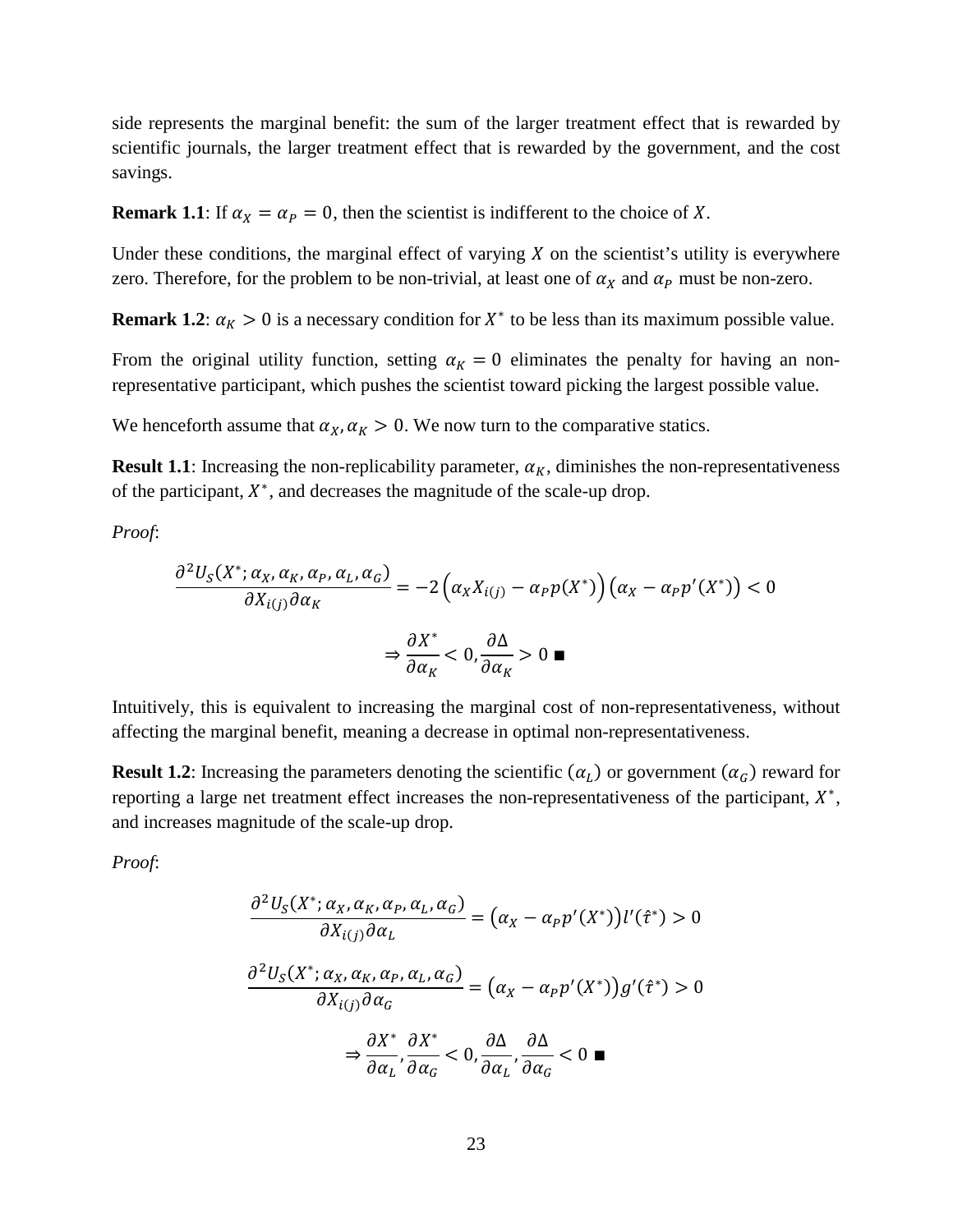side represents the marginal benefit: the sum of the larger treatment effect that is rewarded by scientific journals, the larger treatment effect that is rewarded by the government, and the cost savings.

**Remark 1.1**: If $\alpha_X = \alpha_P = 0$, then the scientist is indifferent to the choice of $X$.

Under these conditions, the marginal effect of varying $X$ on the scientist's utility is everywhere zero. Therefore, for the problem to be non-trivial, at least one of $\alpha_X$ and $\alpha_P$ must be non-zero.

**Remark 1.2**: $\alpha_K > 0$ is a necessary condition for $X^*$ to be less than its maximum possible value.

From the original utility function, setting $\alpha_K = 0$ eliminates the penalty for having an non-representative participant, which pushes the scientist toward picking the largest possible value.

We henceforth assume that $\alpha_X, \alpha_K > 0$. We now turn to the comparative statics.

**Result 1.1**: Increasing the non-replicability parameter, $\alpha_K$, diminishes the non-representativeness of the participant, $X^*$, and decreases the magnitude of the scale-up drop.

*Proof*:

$$\frac{\partial^2 U_S(X^*; \alpha_X, \alpha_K, \alpha_P, \alpha_L, \alpha_G)}{\partial X_{i(j)} \partial \alpha_K} = -2\left(\alpha_X X_{i(j)} - \alpha_P p(X^*)\right)\left(\alpha_X - \alpha_P p'(X^*)\right) < 0$$

$$\Rightarrow \frac{\partial X^*}{\partial \alpha_K} < 0, \frac{\partial \Delta}{\partial \alpha_K} > 0 \; \blacksquare$$

Intuitively, this is equivalent to increasing the marginal cost of non-representativeness, without affecting the marginal benefit, meaning a decrease in optimal non-representativeness.

**Result 1.2**: Increasing the parameters denoting the scientific ($\alpha_L$) or government ($\alpha_G$) reward for reporting a large net treatment effect increases the non-representativeness of the participant, $X^*$, and increases magnitude of the scale-up drop.

*Proof*:

$$\frac{\partial^2 U_S(X^*; \alpha_X, \alpha_K, \alpha_P, \alpha_L, \alpha_G)}{\partial X_{i(j)} \partial \alpha_L} = \left(\alpha_X - \alpha_P p'(X^*)\right) l'(\hat{\tau}^*) > 0$$

$$\frac{\partial^2 U_S(X^*; \alpha_X, \alpha_K, \alpha_P, \alpha_L, \alpha_G)}{\partial X_{i(j)} \partial \alpha_G} = \left(\alpha_X - \alpha_P p'(X^*)\right) g'(\hat{\tau}^*) > 0$$

$$\Rightarrow \frac{\partial X^*}{\partial \alpha_L}, \frac{\partial X^*}{\partial \alpha_G} < 0, \frac{\partial \Delta}{\partial \alpha_L}, \frac{\partial \Delta}{\partial \alpha_G} < 0 \; \blacksquare$$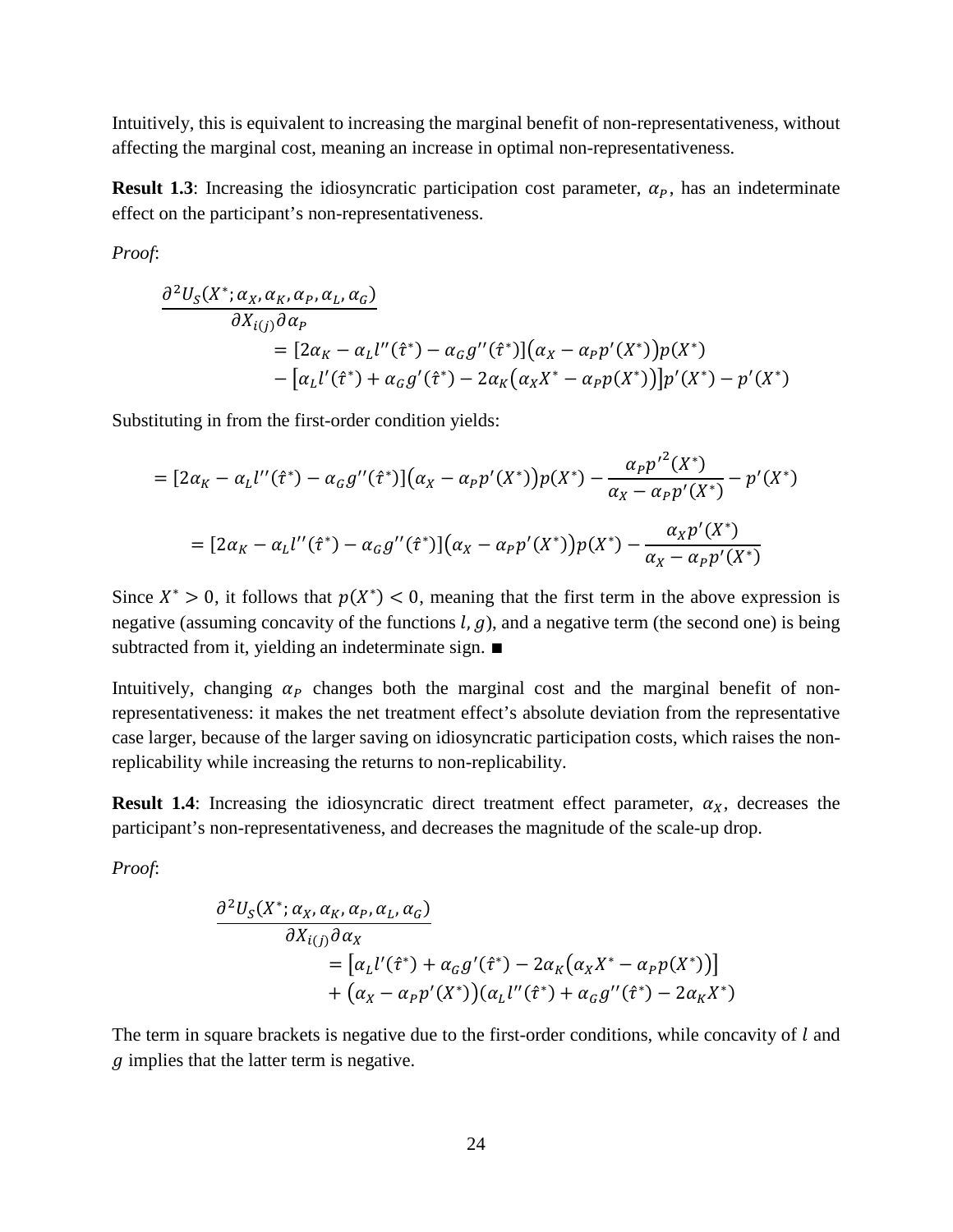Intuitively, this is equivalent to increasing the marginal benefit of non-representativeness, without affecting the marginal cost, meaning an increase in optimal non-representativeness.

**Result 1.3**: Increasing the idiosyncratic participation cost parameter, $\alpha_P$, has an indeterminate effect on the participant's non-representativeness.

*Proof*:

$$
\begin{aligned}
\frac{\partial^2 U_S(X^*; \alpha_X, \alpha_K, \alpha_P, \alpha_L, \alpha_G)}{\partial X_{i(j)} \partial \alpha_P} \\
&= [2\alpha_K - \alpha_L l''(\hat{\tau}^*) - \alpha_G g''(\hat{\tau}^*)]\big(\alpha_X - \alpha_P p'(X^*)\big) p(X^*) \\
&\quad - \big[\alpha_L l'(\hat{\tau}^*) + \alpha_G g'(\hat{\tau}^*) - 2\alpha_K\big(\alpha_X X^* - \alpha_P p(X^*)\big)\big] p'(X^*) - p'(X^*)
\end{aligned}
$$

Substituting in from the first-order condition yields:

$$
= [2\alpha_K - \alpha_L l''(\hat{\tau}^*) - \alpha_G g''(\hat{\tau}^*)]\big(\alpha_X - \alpha_P p'(X^*)\big) p(X^*) - \frac{\alpha_P {p'}^2(X^*)}{\alpha_X - \alpha_P p'(X^*)} - p'(X^*)
$$

$$
= [2\alpha_K - \alpha_L l''(\hat{\tau}^*) - \alpha_G g''(\hat{\tau}^*)]\big(\alpha_X - \alpha_P p'(X^*)\big) p(X^*) - \frac{\alpha_X p'(X^*)}{\alpha_X - \alpha_P p'(X^*)}
$$

Since $X^* > 0$, it follows that $p(X^*) < 0$, meaning that the first term in the above expression is negative (assuming concavity of the functions $l, g$), and a negative term (the second one) is being subtracted from it, yielding an indeterminate sign. ■

Intuitively, changing $\alpha_P$ changes both the marginal cost and the marginal benefit of non-representativeness: it makes the net treatment effect's absolute deviation from the representative case larger, because of the larger saving on idiosyncratic participation costs, which raises the non-replicability while increasing the returns to non-replicability.

**Result 1.4**: Increasing the idiosyncratic direct treatment effect parameter, $\alpha_X$, decreases the participant's non-representativeness, and decreases the magnitude of the scale-up drop.

*Proof*:

$$
\begin{aligned}
\frac{\partial^2 U_S(X^*; \alpha_X, \alpha_K, \alpha_P, \alpha_L, \alpha_G)}{\partial X_{i(j)} \partial \alpha_X} \\
&= \big[\alpha_L l'(\hat{\tau}^*) + \alpha_G g'(\hat{\tau}^*) - 2\alpha_K\big(\alpha_X X^* - \alpha_P p(X^*)\big)\big] \\
&\quad + \big(\alpha_X - \alpha_P p'(X^*)\big)\big(\alpha_L l''(\hat{\tau}^*) + \alpha_G g''(\hat{\tau}^*) - 2\alpha_K X^*\big)
\end{aligned}
$$

The term in square brackets is negative due to the first-order conditions, while concavity of $l$ and $g$ implies that the latter term is negative.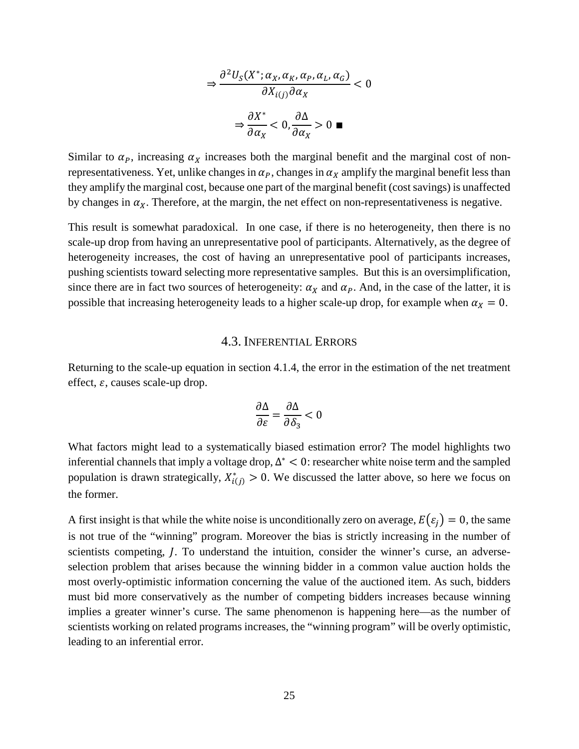$$\Rightarrow \frac{\partial^2 U_S(X^*; \alpha_X, \alpha_K, \alpha_P, \alpha_L, \alpha_G)}{\partial X_{i(j)} \partial \alpha_X} < 0$$

$$\Rightarrow \frac{\partial X^*}{\partial \alpha_X} < 0, \frac{\partial \Delta}{\partial \alpha_X} > 0 \blacksquare$$

Similar to $\alpha_P$, increasing $\alpha_X$ increases both the marginal benefit and the marginal cost of non-representativeness. Yet, unlike changes in $\alpha_P$, changes in $\alpha_X$ amplify the marginal benefit less than they amplify the marginal cost, because one part of the marginal benefit (cost savings) is unaffected by changes in $\alpha_X$. Therefore, at the margin, the net effect on non-representativeness is negative.

This result is somewhat paradoxical. In one case, if there is no heterogeneity, then there is no scale-up drop from having an unrepresentative pool of participants. Alternatively, as the degree of heterogeneity increases, the cost of having an unrepresentative pool of participants increases, pushing scientists toward selecting more representative samples. But this is an oversimplification, since there are in fact two sources of heterogeneity: $\alpha_X$ and $\alpha_P$. And, in the case of the latter, it is possible that increasing heterogeneity leads to a higher scale-up drop, for example when $\alpha_X = 0$.

## 4.3. Inferential Errors

Returning to the scale-up equation in section 4.1.4, the error in the estimation of the net treatment effect, $\varepsilon$, causes scale-up drop.

$$\frac{\partial \Delta}{\partial \varepsilon} = \frac{\partial \Delta}{\partial \delta_3} < 0$$

What factors might lead to a systematically biased estimation error? The model highlights two inferential channels that imply a voltage drop, $\Delta^* < 0$: researcher white noise term and the sampled population is drawn strategically, $X^*_{i(j)} > 0$. We discussed the latter above, so here we focus on the former.

A first insight is that while the white noise is unconditionally zero on average, $E(\varepsilon_j) = 0$, the same is not true of the "winning" program. Moreover the bias is strictly increasing in the number of scientists competing, $J$. To understand the intuition, consider the winner's curse, an adverse-selection problem that arises because the winning bidder in a common value auction holds the most overly-optimistic information concerning the value of the auctioned item. As such, bidders must bid more conservatively as the number of competing bidders increases because winning implies a greater winner's curse. The same phenomenon is happening here—as the number of scientists working on related programs increases, the "winning program" will be overly optimistic, leading to an inferential error.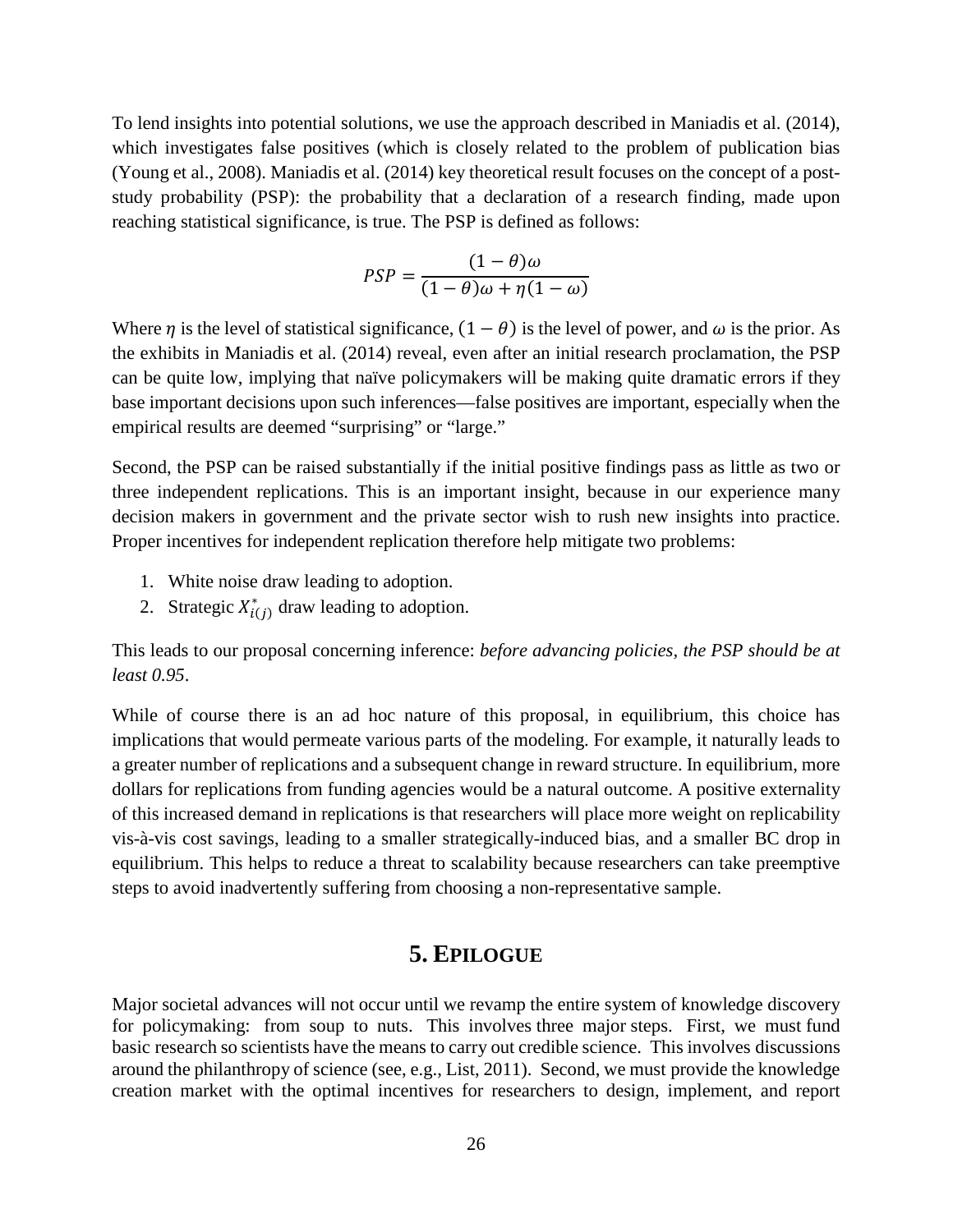To lend insights into potential solutions, we use the approach described in Maniadis et al. (2014), which investigates false positives (which is closely related to the problem of publication bias (Young et al., 2008). Maniadis et al. (2014) key theoretical result focuses on the concept of a post-study probability (PSP): the probability that a declaration of a research finding, made upon reaching statistical significance, is true. The PSP is defined as follows:

$$PSP = \frac{(1-\theta)\omega}{(1-\theta)\omega + \eta(1-\omega)}$$

Where $\eta$ is the level of statistical significance, $(1-\theta)$ is the level of power, and $\omega$ is the prior. As the exhibits in Maniadis et al. (2014) reveal, even after an initial research proclamation, the PSP can be quite low, implying that naïve policymakers will be making quite dramatic errors if they base important decisions upon such inferences—false positives are important, especially when the empirical results are deemed "surprising" or "large."

Second, the PSP can be raised substantially if the initial positive findings pass as little as two or three independent replications. This is an important insight, because in our experience many decision makers in government and the private sector wish to rush new insights into practice. Proper incentives for independent replication therefore help mitigate two problems:

1. White noise draw leading to adoption.
2. Strategic $X^*_{i(j)}$ draw leading to adoption.

This leads to our proposal concerning inference: *before advancing policies, the PSP should be at least 0.95*.

While of course there is an ad hoc nature of this proposal, in equilibrium, this choice has implications that would permeate various parts of the modeling. For example, it naturally leads to a greater number of replications and a subsequent change in reward structure. In equilibrium, more dollars for replications from funding agencies would be a natural outcome. A positive externality of this increased demand in replications is that researchers will place more weight on replicability vis-à-vis cost savings, leading to a smaller strategically-induced bias, and a smaller BC drop in equilibrium. This helps to reduce a threat to scalability because researchers can take preemptive steps to avoid inadvertently suffering from choosing a non-representative sample.

## 5. EPILOGUE

Major societal advances will not occur until we revamp the entire system of knowledge discovery for policymaking: from soup to nuts. This involves three major steps. First, we must fund basic research so scientists have the means to carry out credible science. This involves discussions around the philanthropy of science (see, e.g., List, 2011). Second, we must provide the knowledge creation market with the optimal incentives for researchers to design, implement, and report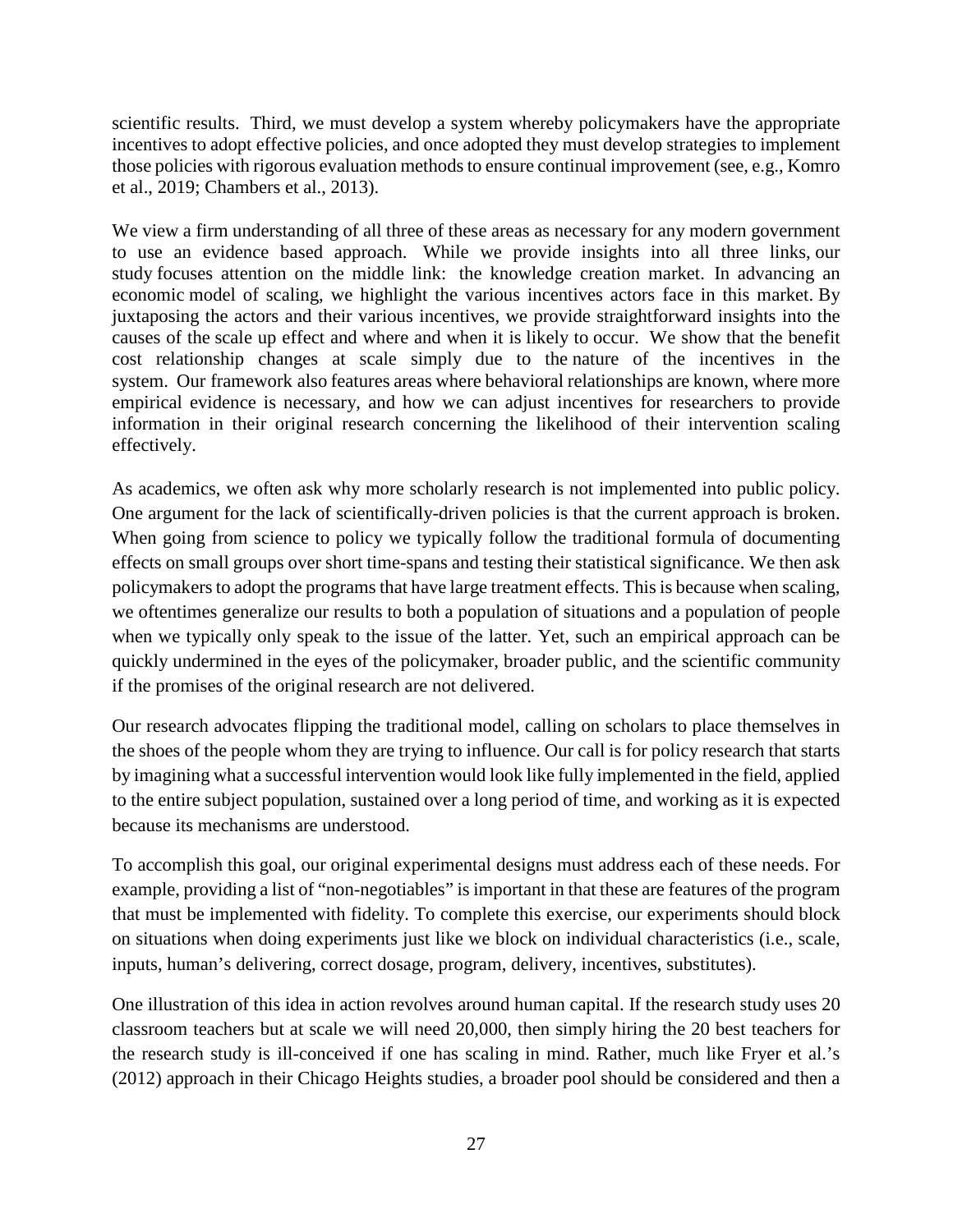scientific results. Third, we must develop a system whereby policymakers have the appropriate incentives to adopt effective policies, and once adopted they must develop strategies to implement those policies with rigorous evaluation methods to ensure continual improvement (see, e.g., Komro et al., 2019; Chambers et al., 2013).

We view a firm understanding of all three of these areas as necessary for any modern government to use an evidence based approach. While we provide insights into all three links, our study focuses attention on the middle link: the knowledge creation market. In advancing an economic model of scaling, we highlight the various incentives actors face in this market. By juxtaposing the actors and their various incentives, we provide straightforward insights into the causes of the scale up effect and where and when it is likely to occur. We show that the benefit cost relationship changes at scale simply due to the nature of the incentives in the system. Our framework also features areas where behavioral relationships are known, where more empirical evidence is necessary, and how we can adjust incentives for researchers to provide information in their original research concerning the likelihood of their intervention scaling effectively.

As academics, we often ask why more scholarly research is not implemented into public policy. One argument for the lack of scientifically-driven policies is that the current approach is broken. When going from science to policy we typically follow the traditional formula of documenting effects on small groups over short time-spans and testing their statistical significance. We then ask policymakers to adopt the programs that have large treatment effects. This is because when scaling, we oftentimes generalize our results to both a population of situations and a population of people when we typically only speak to the issue of the latter. Yet, such an empirical approach can be quickly undermined in the eyes of the policymaker, broader public, and the scientific community if the promises of the original research are not delivered.

Our research advocates flipping the traditional model, calling on scholars to place themselves in the shoes of the people whom they are trying to influence. Our call is for policy research that starts by imagining what a successful intervention would look like fully implemented in the field, applied to the entire subject population, sustained over a long period of time, and working as it is expected because its mechanisms are understood.

To accomplish this goal, our original experimental designs must address each of these needs. For example, providing a list of "non-negotiables" is important in that these are features of the program that must be implemented with fidelity. To complete this exercise, our experiments should block on situations when doing experiments just like we block on individual characteristics (i.e., scale, inputs, human's delivering, correct dosage, program, delivery, incentives, substitutes).

One illustration of this idea in action revolves around human capital. If the research study uses 20 classroom teachers but at scale we will need 20,000, then simply hiring the 20 best teachers for the research study is ill-conceived if one has scaling in mind. Rather, much like Fryer et al.'s (2012) approach in their Chicago Heights studies, a broader pool should be considered and then a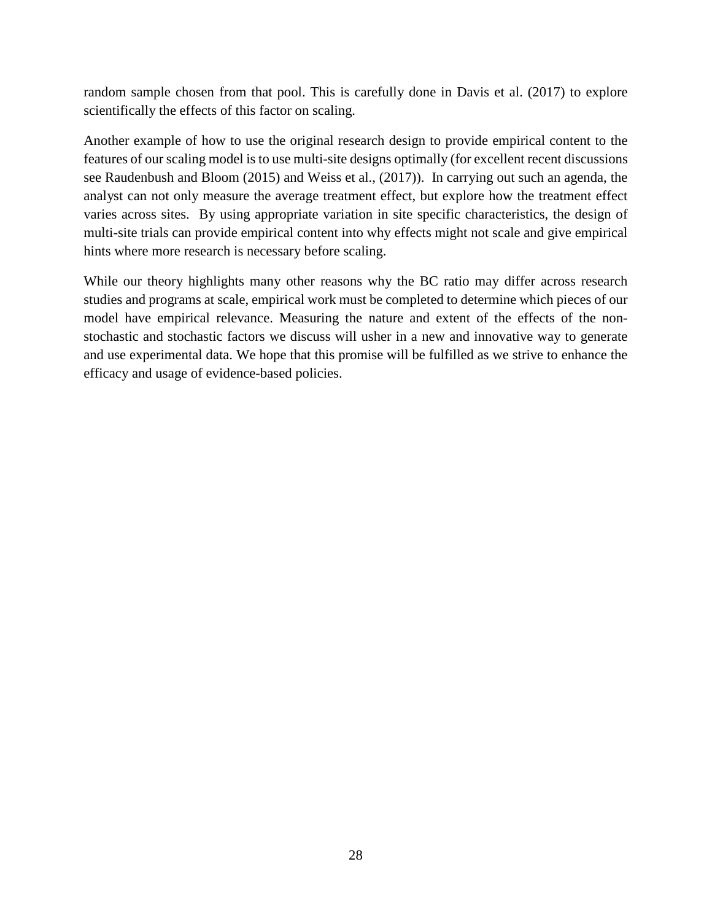random sample chosen from that pool. This is carefully done in Davis et al. (2017) to explore scientifically the effects of this factor on scaling.

Another example of how to use the original research design to provide empirical content to the features of our scaling model is to use multi-site designs optimally (for excellent recent discussions see Raudenbush and Bloom (2015) and Weiss et al., (2017)). In carrying out such an agenda, the analyst can not only measure the average treatment effect, but explore how the treatment effect varies across sites. By using appropriate variation in site specific characteristics, the design of multi-site trials can provide empirical content into why effects might not scale and give empirical hints where more research is necessary before scaling.

While our theory highlights many other reasons why the BC ratio may differ across research studies and programs at scale, empirical work must be completed to determine which pieces of our model have empirical relevance. Measuring the nature and extent of the effects of the non-stochastic and stochastic factors we discuss will usher in a new and innovative way to generate and use experimental data. We hope that this promise will be fulfilled as we strive to enhance the efficacy and usage of evidence-based policies.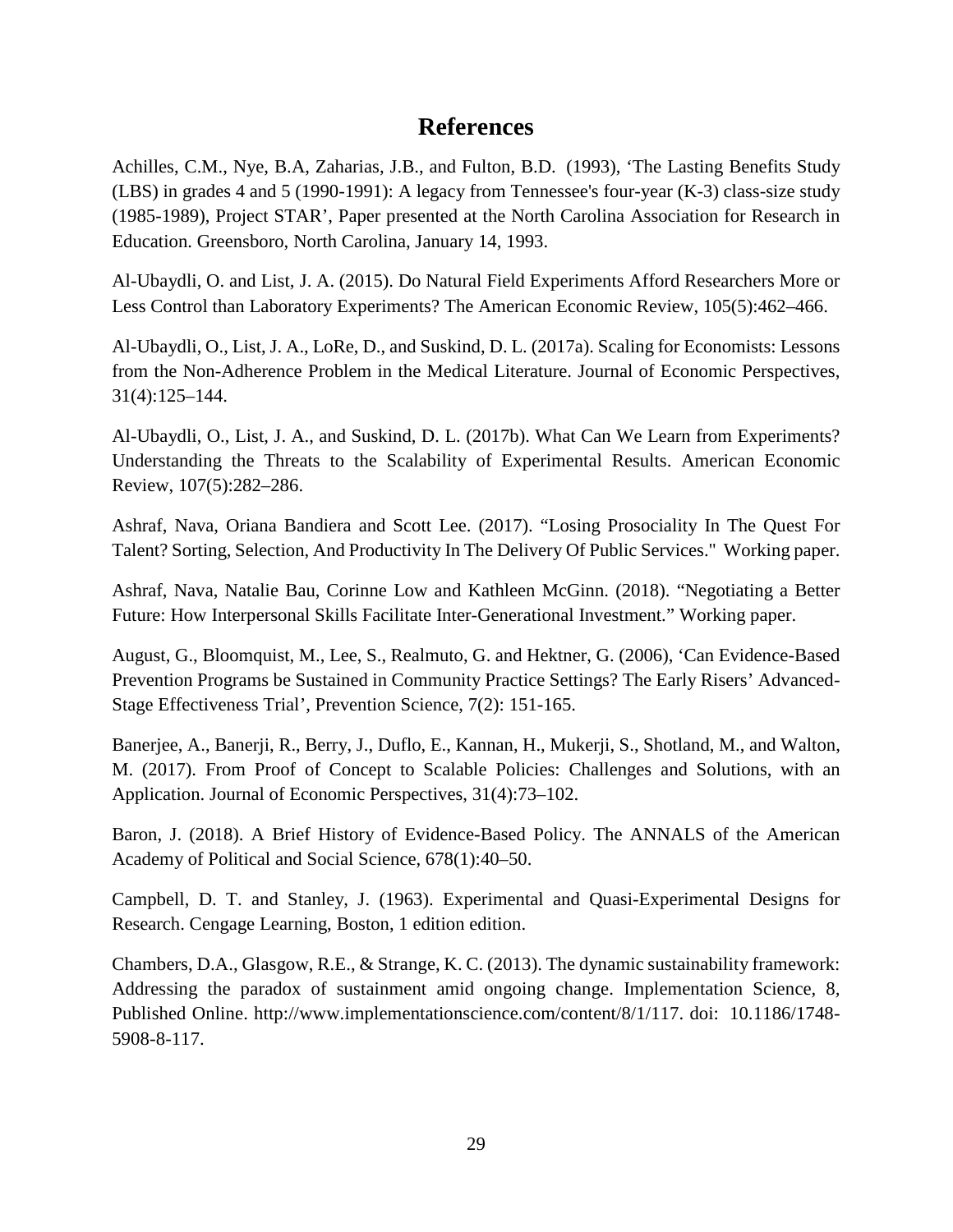# References

Achilles, C.M., Nye, B.A, Zaharias, J.B., and Fulton, B.D. (1993), 'The Lasting Benefits Study (LBS) in grades 4 and 5 (1990-1991): A legacy from Tennessee's four-year (K-3) class-size study (1985-1989), Project STAR', Paper presented at the North Carolina Association for Research in Education. Greensboro, North Carolina, January 14, 1993.

Al-Ubaydli, O. and List, J. A. (2015). Do Natural Field Experiments Afford Researchers More or Less Control than Laboratory Experiments? The American Economic Review, 105(5):462–466.

Al-Ubaydli, O., List, J. A., LoRe, D., and Suskind, D. L. (2017a). Scaling for Economists: Lessons from the Non-Adherence Problem in the Medical Literature. Journal of Economic Perspectives, 31(4):125–144.

Al-Ubaydli, O., List, J. A., and Suskind, D. L. (2017b). What Can We Learn from Experiments? Understanding the Threats to the Scalability of Experimental Results. American Economic Review, 107(5):282–286.

Ashraf, Nava, Oriana Bandiera and Scott Lee. (2017). "Losing Prosociality In The Quest For Talent? Sorting, Selection, And Productivity In The Delivery Of Public Services." Working paper.

Ashraf, Nava, Natalie Bau, Corinne Low and Kathleen McGinn. (2018). "Negotiating a Better Future: How Interpersonal Skills Facilitate Inter-Generational Investment." Working paper.

August, G., Bloomquist, M., Lee, S., Realmuto, G. and Hektner, G. (2006), 'Can Evidence-Based Prevention Programs be Sustained in Community Practice Settings? The Early Risers' Advanced-Stage Effectiveness Trial', Prevention Science, 7(2): 151-165.

Banerjee, A., Banerji, R., Berry, J., Duflo, E., Kannan, H., Mukerji, S., Shotland, M., and Walton, M. (2017). From Proof of Concept to Scalable Policies: Challenges and Solutions, with an Application. Journal of Economic Perspectives, 31(4):73–102.

Baron, J. (2018). A Brief History of Evidence-Based Policy. The ANNALS of the American Academy of Political and Social Science, 678(1):40–50.

Campbell, D. T. and Stanley, J. (1963). Experimental and Quasi-Experimental Designs for Research. Cengage Learning, Boston, 1 edition edition.

Chambers, D.A., Glasgow, R.E., & Strange, K. C. (2013). The dynamic sustainability framework: Addressing the paradox of sustainment amid ongoing change. Implementation Science, 8, Published Online. http://www.implementationscience.com/content/8/1/117. doi: 10.1186/1748-5908-8-117.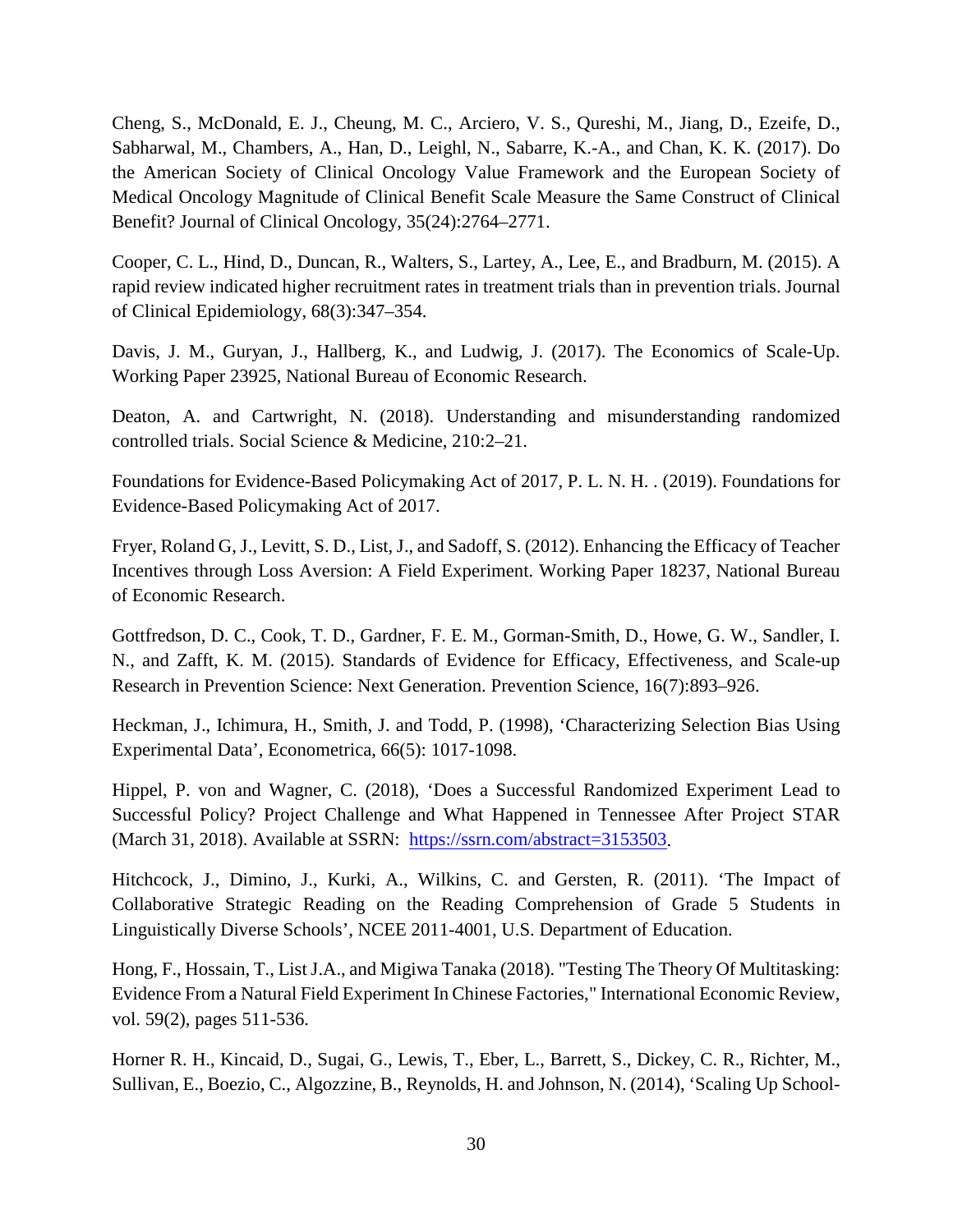Cheng, S., McDonald, E. J., Cheung, M. C., Arciero, V. S., Qureshi, M., Jiang, D., Ezeife, D., Sabharwal, M., Chambers, A., Han, D., Leighl, N., Sabarre, K.-A., and Chan, K. K. (2017). Do the American Society of Clinical Oncology Value Framework and the European Society of Medical Oncology Magnitude of Clinical Benefit Scale Measure the Same Construct of Clinical Benefit? Journal of Clinical Oncology, 35(24):2764–2771.

Cooper, C. L., Hind, D., Duncan, R., Walters, S., Lartey, A., Lee, E., and Bradburn, M. (2015). A rapid review indicated higher recruitment rates in treatment trials than in prevention trials. Journal of Clinical Epidemiology, 68(3):347–354.

Davis, J. M., Guryan, J., Hallberg, K., and Ludwig, J. (2017). The Economics of Scale-Up. Working Paper 23925, National Bureau of Economic Research.

Deaton, A. and Cartwright, N. (2018). Understanding and misunderstanding randomized controlled trials. Social Science & Medicine, 210:2–21.

Foundations for Evidence-Based Policymaking Act of 2017, P. L. N. H. . (2019). Foundations for Evidence-Based Policymaking Act of 2017.

Fryer, Roland G, J., Levitt, S. D., List, J., and Sadoff, S. (2012). Enhancing the Efficacy of Teacher Incentives through Loss Aversion: A Field Experiment. Working Paper 18237, National Bureau of Economic Research.

Gottfredson, D. C., Cook, T. D., Gardner, F. E. M., Gorman-Smith, D., Howe, G. W., Sandler, I. N., and Zafft, K. M. (2015). Standards of Evidence for Efficacy, Effectiveness, and Scale-up Research in Prevention Science: Next Generation. Prevention Science, 16(7):893–926.

Heckman, J., Ichimura, H., Smith, J. and Todd, P. (1998), 'Characterizing Selection Bias Using Experimental Data', Econometrica, 66(5): 1017-1098.

Hippel, P. von and Wagner, C. (2018), 'Does a Successful Randomized Experiment Lead to Successful Policy? Project Challenge and What Happened in Tennessee After Project STAR (March 31, 2018). Available at SSRN: https://ssrn.com/abstract=3153503.

Hitchcock, J., Dimino, J., Kurki, A., Wilkins, C. and Gersten, R. (2011). 'The Impact of Collaborative Strategic Reading on the Reading Comprehension of Grade 5 Students in Linguistically Diverse Schools', NCEE 2011-4001, U.S. Department of Education.

Hong, F., Hossain, T., List J.A., and Migiwa Tanaka (2018). "Testing The Theory Of Multitasking: Evidence From a Natural Field Experiment In Chinese Factories," International Economic Review, vol. 59(2), pages 511-536.

Horner R. H., Kincaid, D., Sugai, G., Lewis, T., Eber, L., Barrett, S., Dickey, C. R., Richter, M., Sullivan, E., Boezio, C., Algozzine, B., Reynolds, H. and Johnson, N. (2014), 'Scaling Up School-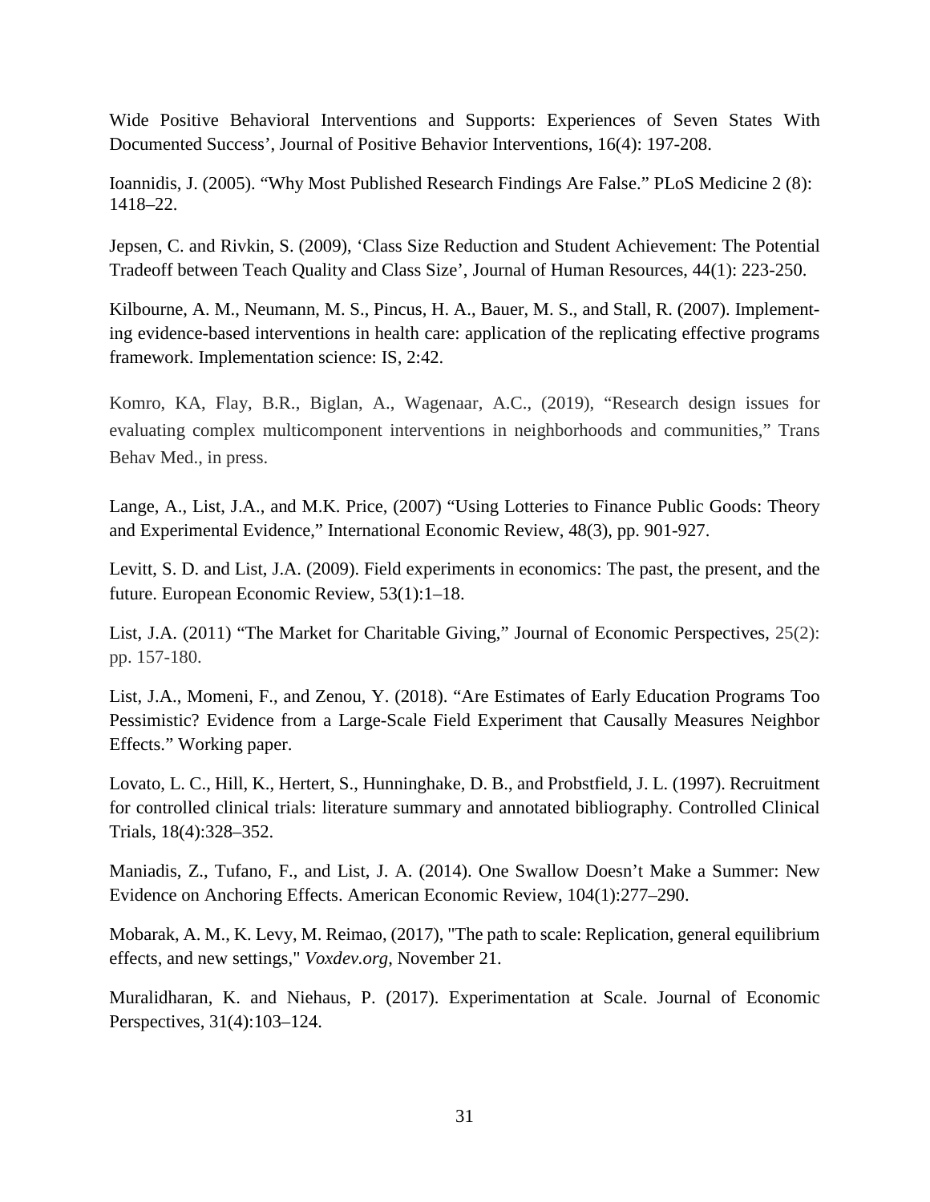Wide Positive Behavioral Interventions and Supports: Experiences of Seven States With Documented Success', Journal of Positive Behavior Interventions, 16(4): 197-208.

Ioannidis, J. (2005). "Why Most Published Research Findings Are False." PLoS Medicine 2 (8): 1418–22.

Jepsen, C. and Rivkin, S. (2009), 'Class Size Reduction and Student Achievement: The Potential Tradeoff between Teach Quality and Class Size', Journal of Human Resources, 44(1): 223-250.

Kilbourne, A. M., Neumann, M. S., Pincus, H. A., Bauer, M. S., and Stall, R. (2007). Implementing evidence-based interventions in health care: application of the replicating effective programs framework. Implementation science: IS, 2:42.

Komro, KA, Flay, B.R., Biglan, A., Wagenaar, A.C., (2019), "Research design issues for evaluating complex multicomponent interventions in neighborhoods and communities," Trans Behav Med., in press.

Lange, A., List, J.A., and M.K. Price, (2007) "Using Lotteries to Finance Public Goods: Theory and Experimental Evidence," International Economic Review, 48(3), pp. 901-927.

Levitt, S. D. and List, J.A. (2009). Field experiments in economics: The past, the present, and the future. European Economic Review, 53(1):1–18.

List, J.A. (2011) "The Market for Charitable Giving," Journal of Economic Perspectives, 25(2): pp. 157-180.

List, J.A., Momeni, F., and Zenou, Y. (2018). "Are Estimates of Early Education Programs Too Pessimistic? Evidence from a Large-Scale Field Experiment that Causally Measures Neighbor Effects." Working paper.

Lovato, L. C., Hill, K., Hertert, S., Hunninghake, D. B., and Probstfield, J. L. (1997). Recruitment for controlled clinical trials: literature summary and annotated bibliography. Controlled Clinical Trials, 18(4):328–352.

Maniadis, Z., Tufano, F., and List, J. A. (2014). One Swallow Doesn't Make a Summer: New Evidence on Anchoring Effects. American Economic Review, 104(1):277–290.

Mobarak, A. M., K. Levy, M. Reimao, (2017), "The path to scale: Replication, general equilibrium effects, and new settings," *Voxdev.org*, November 21.

Muralidharan, K. and Niehaus, P. (2017). Experimentation at Scale. Journal of Economic Perspectives, 31(4):103–124.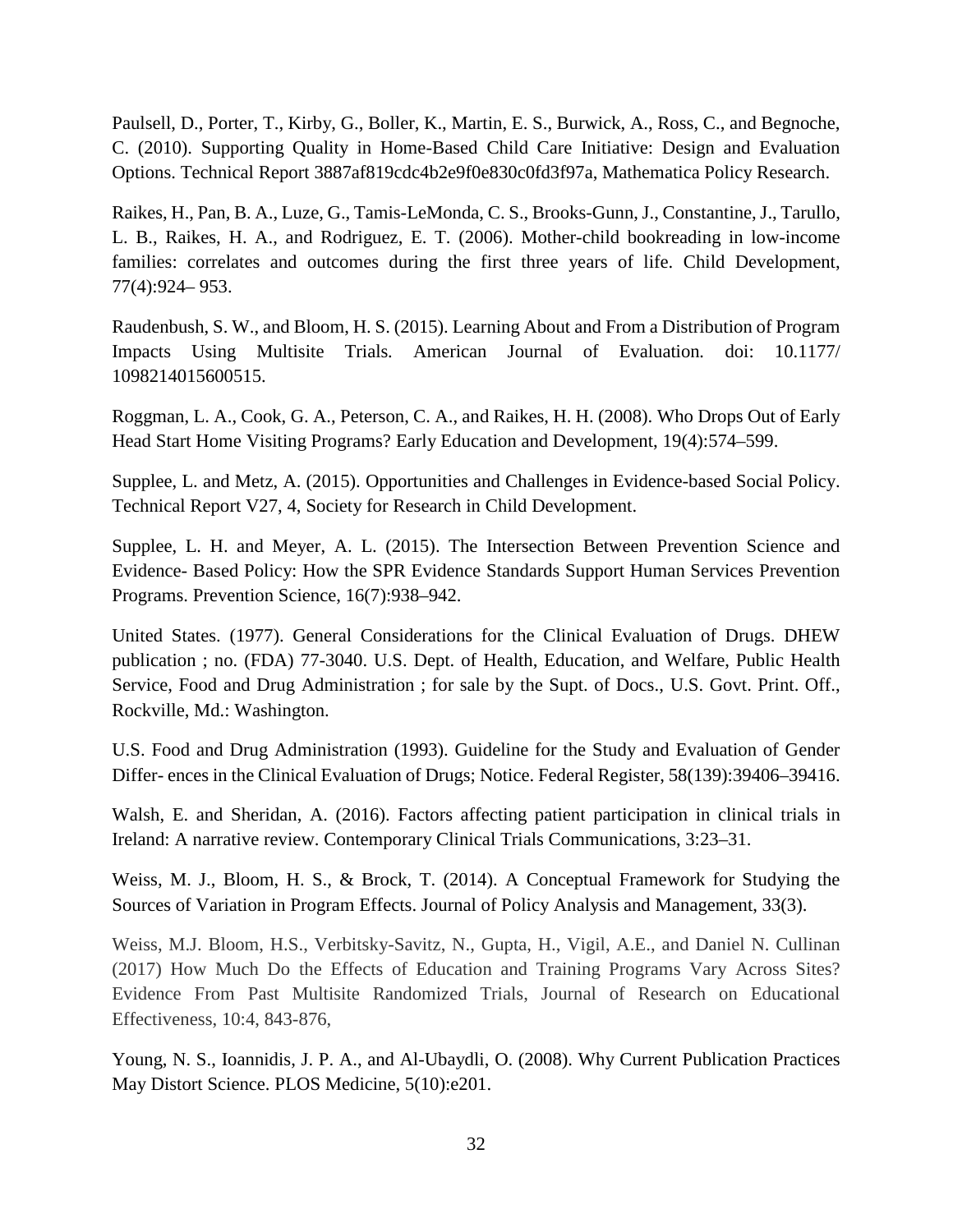Paulsell, D., Porter, T., Kirby, G., Boller, K., Martin, E. S., Burwick, A., Ross, C., and Begnoche, C. (2010). Supporting Quality in Home-Based Child Care Initiative: Design and Evaluation Options. Technical Report 3887af819cdc4b2e9f0e830c0fd3f97a, Mathematica Policy Research.

Raikes, H., Pan, B. A., Luze, G., Tamis-LeMonda, C. S., Brooks-Gunn, J., Constantine, J., Tarullo, L. B., Raikes, H. A., and Rodriguez, E. T. (2006). Mother-child bookreading in low-income families: correlates and outcomes during the first three years of life. Child Development, 77(4):924– 953.

Raudenbush, S. W., and Bloom, H. S. (2015). Learning About and From a Distribution of Program Impacts Using Multisite Trials. American Journal of Evaluation. doi: 10.1177/ 1098214015600515.

Roggman, L. A., Cook, G. A., Peterson, C. A., and Raikes, H. H. (2008). Who Drops Out of Early Head Start Home Visiting Programs? Early Education and Development, 19(4):574–599.

Supplee, L. and Metz, A. (2015). Opportunities and Challenges in Evidence-based Social Policy. Technical Report V27, 4, Society for Research in Child Development.

Supplee, L. H. and Meyer, A. L. (2015). The Intersection Between Prevention Science and Evidence- Based Policy: How the SPR Evidence Standards Support Human Services Prevention Programs. Prevention Science, 16(7):938–942.

United States. (1977). General Considerations for the Clinical Evaluation of Drugs. DHEW publication ; no. (FDA) 77-3040. U.S. Dept. of Health, Education, and Welfare, Public Health Service, Food and Drug Administration ; for sale by the Supt. of Docs., U.S. Govt. Print. Off., Rockville, Md.: Washington.

U.S. Food and Drug Administration (1993). Guideline for the Study and Evaluation of Gender Differ- ences in the Clinical Evaluation of Drugs; Notice. Federal Register, 58(139):39406–39416.

Walsh, E. and Sheridan, A. (2016). Factors affecting patient participation in clinical trials in Ireland: A narrative review. Contemporary Clinical Trials Communications, 3:23–31.

Weiss, M. J., Bloom, H. S., & Brock, T. (2014). A Conceptual Framework for Studying the Sources of Variation in Program Effects. Journal of Policy Analysis and Management, 33(3).

Weiss, M.J. Bloom, H.S., Verbitsky-Savitz, N., Gupta, H., Vigil, A.E., and Daniel N. Cullinan (2017) How Much Do the Effects of Education and Training Programs Vary Across Sites? Evidence From Past Multisite Randomized Trials, Journal of Research on Educational Effectiveness, 10:4, 843-876,

Young, N. S., Ioannidis, J. P. A., and Al-Ubaydli, O. (2008). Why Current Publication Practices May Distort Science. PLOS Medicine, 5(10):e201.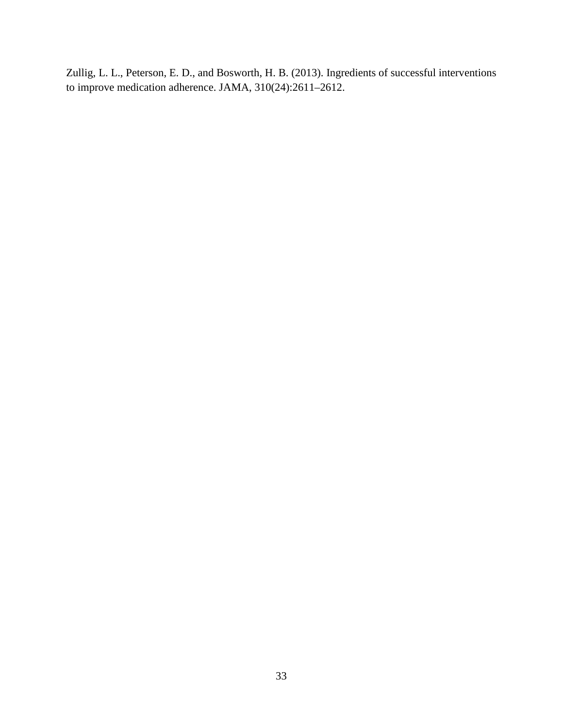Zullig, L. L., Peterson, E. D., and Bosworth, H. B. (2013). Ingredients of successful interventions to improve medication adherence. JAMA, 310(24):2611–2612.